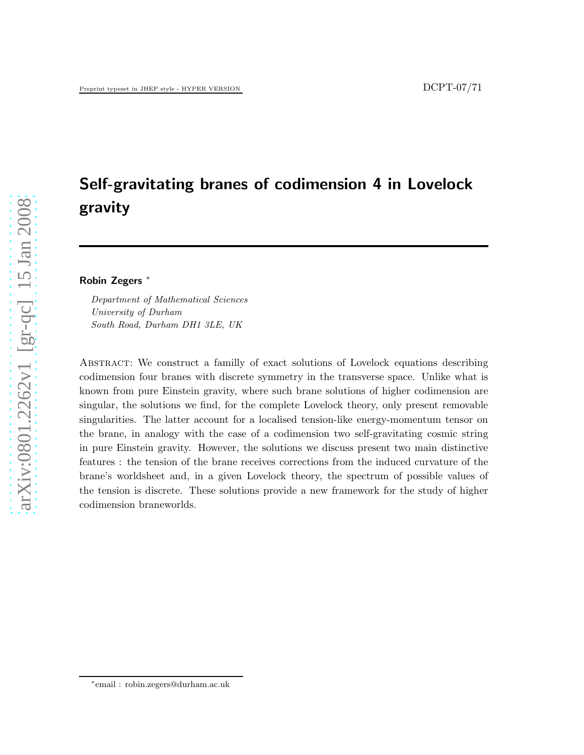# Self-gravitating branes of codimension 4 in Lovelock gravity

**Robin Zegers** [*]

*Department of Mathematical Sciences*
*University of Durham*
*South Road, Durham DH1 3LE, UK*

Abstract: We construct a familly of exact solutions of Lovelock equations describing codimension four branes with discrete symmetry in the transverse space. Unlike what is known from pure Einstein gravity, where such brane solutions of higher codimension are singular, the solutions we find, for the complete Lovelock theory, only present removable singularities. The latter account for a localised tension-like energy-momentum tensor on the brane, in analogy with the case of a codimension two self-gravitating cosmic string in pure Einstein gravity. However, the solutions we discuss present two main distinctive features : the tension of the brane receives corrections from the induced curvature of the brane's worldsheet and, in a given Lovelock theory, the spectrum of possible values of the tension is discrete. These solutions provide a new framework for the study of higher codimension braneworlds.

[*] email : robin.zegers@durham.ac.uk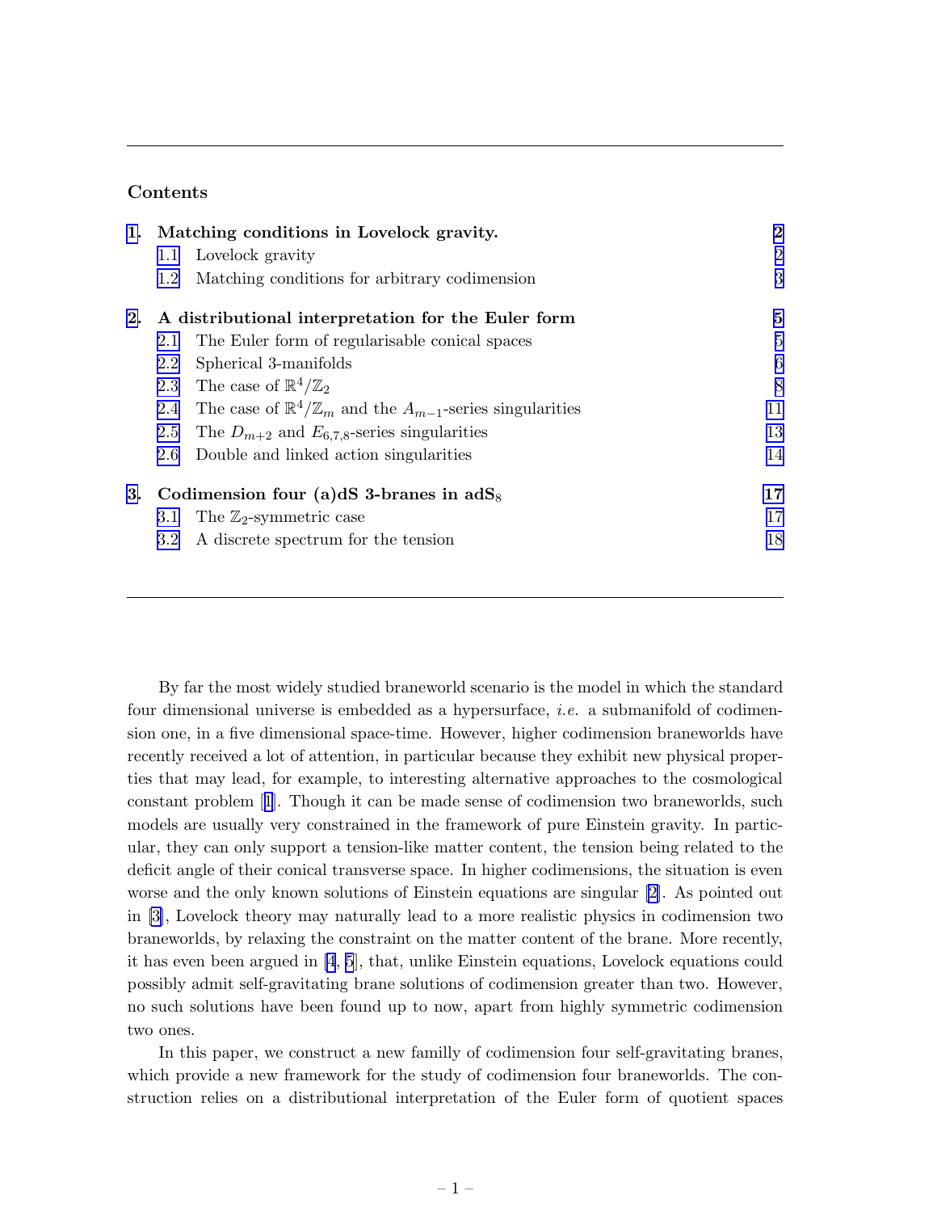**Contents**

| | | |
|---|---|---|
| **1.** | **Matching conditions in Lovelock gravity.** | **2** |
| 1.1 | Lovelock gravity | 2 |
| 1.2 | Matching conditions for arbitrary codimension | 3 |
| **2.** | **A distributional interpretation for the Euler form** | **5** |
| 2.1 | The Euler form of regularisable conical spaces | 5 |
| 2.2 | Spherical 3-manifolds | 6 |
| 2.3 | The case of $\mathbb{R}^4/\mathbb{Z}_2$ | 8 |
| 2.4 | The case of $\mathbb{R}^4/\mathbb{Z}_m$ and the $A_{m-1}$-series singularities | 11 |
| 2.5 | The $D_{m+2}$ and $E_{6,7,8}$-series singularities | 13 |
| 2.6 | Double and linked action singularities | 14 |
| **3.** | **Codimension four (a)dS 3-branes in adS$_8$** | **17** |
| 3.1 | The $\mathbb{Z}_2$-symmetric case | 17 |
| 3.2 | A discrete spectrum for the tension | 18 |

By far the most widely studied braneworld scenario is the model in which the standard four dimensional universe is embedded as a hypersurface, *i.e.* a submanifold of codimension one, in a five dimensional space-time. However, higher codimension braneworlds have recently received a lot of attention, in particular because they exhibit new physical properties that may lead, for example, to interesting alternative approaches to the cosmological constant problem [1]. Though it can be made sense of codimension two braneworlds, such models are usually very constrained in the framework of pure Einstein gravity. In particular, they can only support a tension-like matter content, the tension being related to the deficit angle of their conical transverse space. In higher codimensions, the situation is even worse and the only known solutions of Einstein equations are singular [2]. As pointed out in [3], Lovelock theory may naturally lead to a more realistic physics in codimension two braneworlds, by relaxing the constraint on the matter content of the brane. More recently, it has even been argued in [4, 5], that, unlike Einstein equations, Lovelock equations could possibly admit self-gravitating brane solutions of codimension greater than two. However, no such solutions have been found up to now, apart from highly symmetric codimension two ones.

In this paper, we construct a new familly of codimension four self-gravitating branes, which provide a new framework for the study of codimension four braneworlds. The construction relies on a distributional interpretation of the Euler form of quotient spaces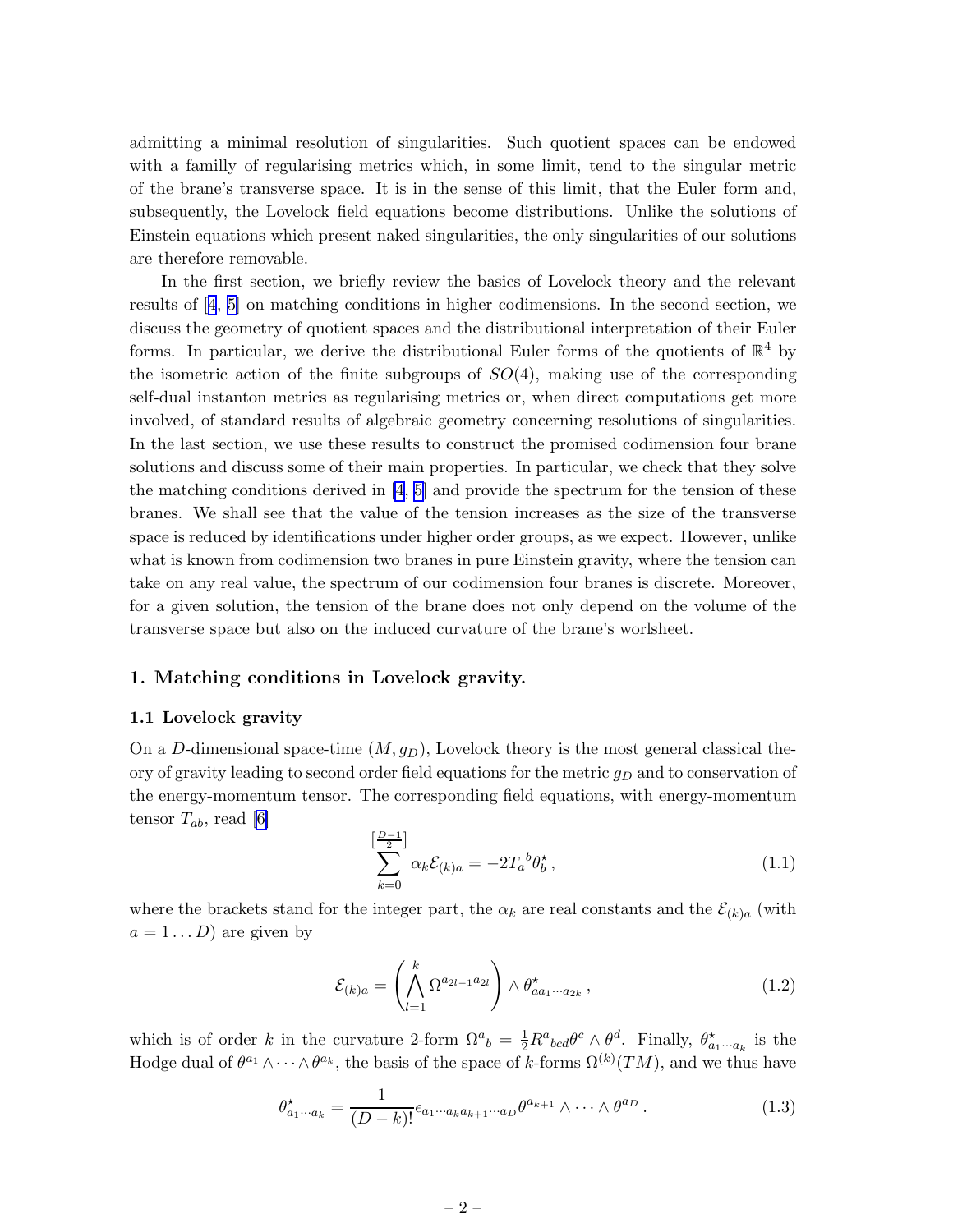admitting a minimal resolution of singularities. Such quotient spaces can be endowed with a familly of regularising metrics which, in some limit, tend to the singular metric of the brane's transverse space. It is in the sense of this limit, that the Euler form and, subsequently, the Lovelock field equations become distributions. Unlike the solutions of Einstein equations which present naked singularities, the only singularities of our solutions are therefore removable.

In the first section, we briefly review the basics of Lovelock theory and the relevant results of [4, 5] on matching conditions in higher codimensions. In the second section, we discuss the geometry of quotient spaces and the distributional interpretation of their Euler forms. In particular, we derive the distributional Euler forms of the quotients of $\mathbb{R}^4$ by the isometric action of the finite subgroups of $SO(4)$, making use of the corresponding self-dual instanton metrics as regularising metrics or, when direct computations get more involved, of standard results of algebraic geometry concerning resolutions of singularities. In the last section, we use these results to construct the promised codimension four brane solutions and discuss some of their main properties. In particular, we check that they solve the matching conditions derived in [4, 5] and provide the spectrum for the tension of these branes. We shall see that the value of the tension increases as the size of the transverse space is reduced by identifications under higher order groups, as we expect. However, unlike what is known from codimension two branes in pure Einstein gravity, where the tension can take on any real value, the spectrum of our codimension four branes is discrete. Moreover, for a given solution, the tension of the brane does not only depend on the volume of the transverse space but also on the induced curvature of the brane's worlsheet.

## 1. Matching conditions in Lovelock gravity.

### 1.1 Lovelock gravity

On a $D$-dimensional space-time $(M, g_D)$, Lovelock theory is the most general classical theory of gravity leading to second order field equations for the metric $g_D$ and to conservation of the energy-momentum tensor. The corresponding field equations, with energy-momentum tensor $T_{ab}$, read [6]

$$\sum_{k=0}^{[\frac{D-1}{2}]} \alpha_k \mathcal{E}_{(k)a} = -2T_a{}^b \theta^\star_b \,, \tag{1.1}$$

where the brackets stand for the integer part, the $\alpha_k$ are real constants and the $\mathcal{E}_{(k)a}$ (with $a = 1 \dots D$) are given by

$$\mathcal{E}_{(k)a} = \left( \bigwedge_{l=1}^{k} \Omega^{a_{2l-1}a_{2l}} \right) \wedge \theta^\star_{aa_1\cdots a_{2k}} \,, \tag{1.2}$$

which is of order $k$ in the curvature 2-form $\Omega^a{}_b = \frac{1}{2} R^a{}_{bcd} \theta^c \wedge \theta^d$. Finally, $\theta^\star_{a_1\cdots a_k}$ is the Hodge dual of $\theta^{a_1} \wedge \cdots \wedge \theta^{a_k}$, the basis of the space of $k$-forms $\Omega^{(k)}(TM)$, and we thus have

$$\theta^\star_{a_1\cdots a_k} = \frac{1}{(D-k)!} \epsilon_{a_1\cdots a_k a_{k+1}\cdots a_D} \theta^{a_{k+1}} \wedge \cdots \wedge \theta^{a_D} \,. \tag{1.3}$$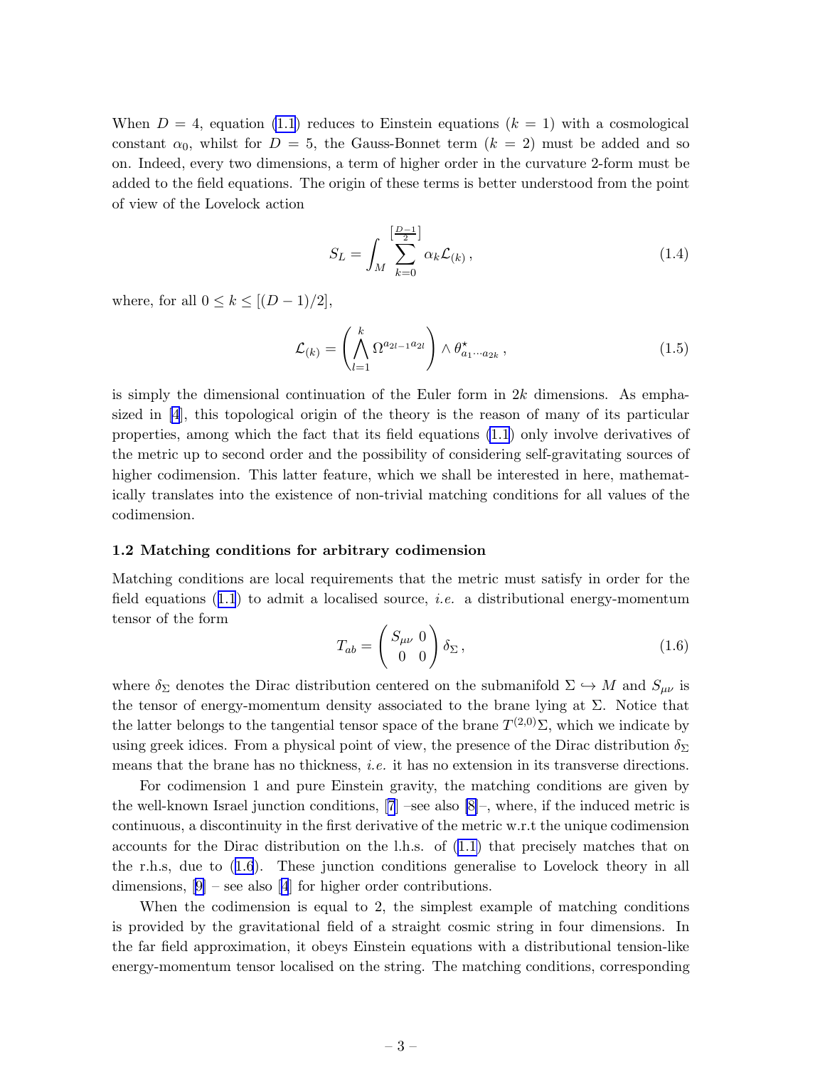When $D = 4$, equation (1.1) reduces to Einstein equations ($k = 1$) with a cosmological constant $\alpha_0$, whilst for $D = 5$, the Gauss-Bonnet term ($k = 2$) must be added and so on. Indeed, every two dimensions, a term of higher order in the curvature 2-form must be added to the field equations. The origin of these terms is better understood from the point of view of the Lovelock action

$$S_L = \int_M \sum_{k=0}^{\left[\frac{D-1}{2}\right]} \alpha_k \mathcal{L}_{(k)} \, , \tag{1.4}$$

where, for all $0 \leq k \leq [(D-1)/2]$,

$$\mathcal{L}_{(k)} = \left( \bigwedge_{l=1}^{k} \Omega^{a_{2l-1}a_{2l}} \right) \wedge \theta^{\star}_{a_1 \cdots a_{2k}} \, , \tag{1.5}$$

is simply the dimensional continuation of the Euler form in $2k$ dimensions. As emphasized in [4], this topological origin of the theory is the reason of many of its particular properties, among which the fact that its field equations (1.1) only involve derivatives of the metric up to second order and the possibility of considering self-gravitating sources of higher codimension. This latter feature, which we shall be interested in here, mathematically translates into the existence of non-trivial matching conditions for all values of the codimension.

### 1.2 Matching conditions for arbitrary codimension

Matching conditions are local requirements that the metric must satisfy in order for the field equations (1.1) to admit a localised source, *i.e.* a distributional energy-momentum tensor of the form

$$T_{ab} = \begin{pmatrix} S_{\mu\nu} & 0 \\ 0 & 0 \end{pmatrix} \delta_\Sigma \, , \tag{1.6}$$

where $\delta_\Sigma$ denotes the Dirac distribution centered on the submanifold $\Sigma \hookrightarrow M$ and $S_{\mu\nu}$ is the tensor of energy-momentum density associated to the brane lying at $\Sigma$. Notice that the latter belongs to the tangential tensor space of the brane $T^{(2,0)}\Sigma$, which we indicate by using greek idices. From a physical point of view, the presence of the Dirac distribution $\delta_\Sigma$ means that the brane has no thickness, *i.e.* it has no extension in its transverse directions.

For codimension 1 and pure Einstein gravity, the matching conditions are given by the well-known Israel junction conditions, [7] –see also [8]–, where, if the induced metric is continuous, a discontinuity in the first derivative of the metric w.r.t the unique codimension accounts for the Dirac distribution on the l.h.s. of (1.1) that precisely matches that on the r.h.s, due to (1.6). These junction conditions generalise to Lovelock theory in all dimensions, [9] – see also [4] for higher order contributions.

When the codimension is equal to 2, the simplest example of matching conditions is provided by the gravitational field of a straight cosmic string in four dimensions. In the far field approximation, it obeys Einstein equations with a distributional tension-like energy-momentum tensor localised on the string. The matching conditions, corresponding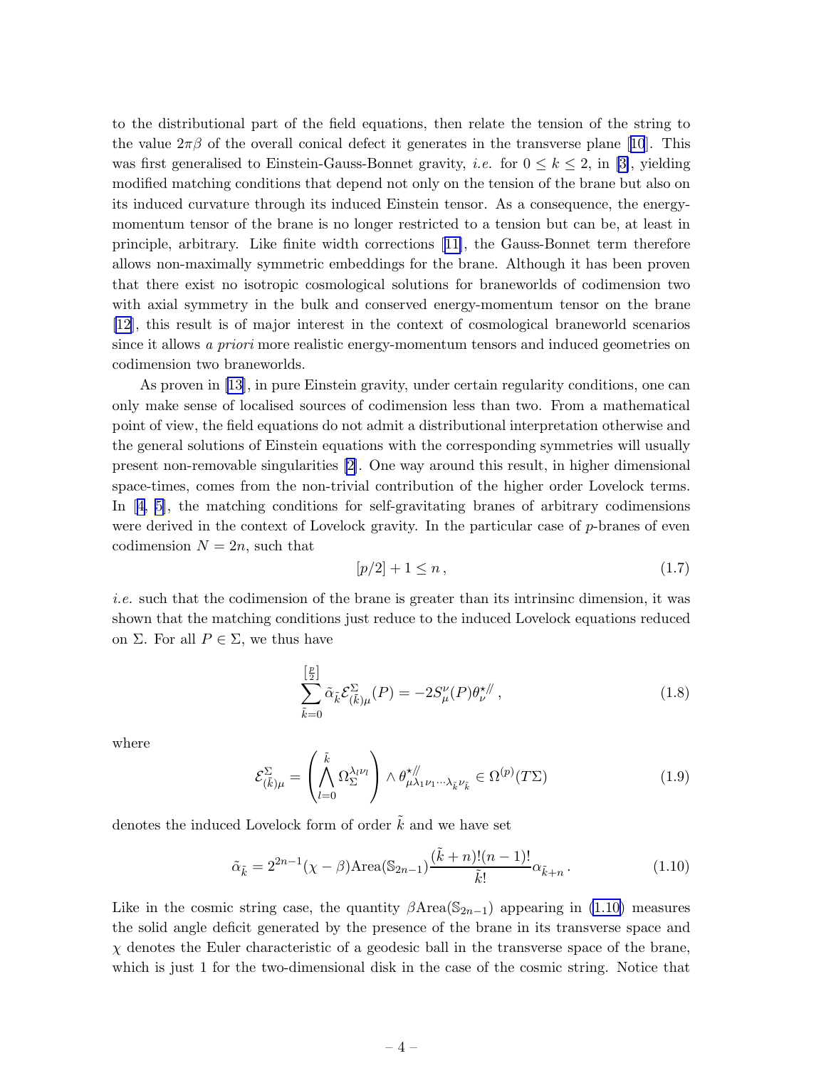to the distributional part of the field equations, then relate the tension of the string to the value $2\pi\beta$ of the overall conical defect it generates in the transverse plane [10]. This was first generalised to Einstein-Gauss-Bonnet gravity, *i.e.* for $0 \leq k \leq 2$, in [3], yielding modified matching conditions that depend not only on the tension of the brane but also on its induced curvature through its induced Einstein tensor. As a consequence, the energy-momentum tensor of the brane is no longer restricted to a tension but can be, at least in principle, arbitrary. Like finite width corrections [11], the Gauss-Bonnet term therefore allows non-maximally symmetric embeddings for the brane. Although it has been proven that there exist no isotropic cosmological solutions for braneworlds of codimension two with axial symmetry in the bulk and conserved energy-momentum tensor on the brane [12], this result is of major interest in the context of cosmological braneworld scenarios since it allows *a priori* more realistic energy-momentum tensors and induced geometries on codimension two braneworlds.

As proven in [13], in pure Einstein gravity, under certain regularity conditions, one can only make sense of localised sources of codimension less than two. From a mathematical point of view, the field equations do not admit a distributional interpretation otherwise and the general solutions of Einstein equations with the corresponding symmetries will usually present non-removable singularities [2]. One way around this result, in higher dimensional space-times, comes from the non-trivial contribution of the higher order Lovelock terms. In [4, 5], the matching conditions for self-gravitating branes of arbitrary codimensions were derived in the context of Lovelock gravity. In the particular case of $p$-branes of even codimension $N = 2n$, such that

$$[p/2] + 1 \leq n \,, \tag{1.7}$$

*i.e.* such that the codimension of the brane is greater than its intrinsinc dimension, it was shown that the matching conditions just reduce to the induced Lovelock equations reduced on $\Sigma$. For all $P \in \Sigma$, we thus have

$$\sum_{\tilde{k}=0}^{[\frac{p}{2}]} \tilde{\alpha}_{\tilde{k}} \mathcal{E}^{\Sigma}_{(\tilde{k})\mu}(P) = -2 S^{\nu}_{\mu}(P) \theta^{\star /\!/}_{\nu} \,, \tag{1.8}$$

where

$$\mathcal{E}^{\Sigma}_{(\tilde{k})\mu} = \left( \bigwedge_{l=0}^{\tilde{k}} \Omega^{\lambda_l \nu_l}_{\Sigma} \right) \wedge \theta^{\star /\!/}_{\mu\lambda_1\nu_1\cdots\lambda_{\tilde{k}}\nu_{\tilde{k}}} \in \Omega^{(p)}(T\Sigma) \tag{1.9}$$

denotes the induced Lovelock form of order $\tilde{k}$ and we have set

$$\tilde{\alpha}_{\tilde{k}} = 2^{2n-1}(\chi - \beta) \text{Area}(\mathbb{S}_{2n-1}) \frac{(\tilde{k}+n)!(n-1)!}{\tilde{k}!} \alpha_{\tilde{k}+n} \,. \tag{1.10}$$

Like in the cosmic string case, the quantity $\beta \text{Area}(\mathbb{S}_{2n-1})$ appearing in (1.10) measures the solid angle deficit generated by the presence of the brane in its transverse space and $\chi$ denotes the Euler characteristic of a geodesic ball in the transverse space of the brane, which is just 1 for the two-dimensional disk in the case of the cosmic string. Notice that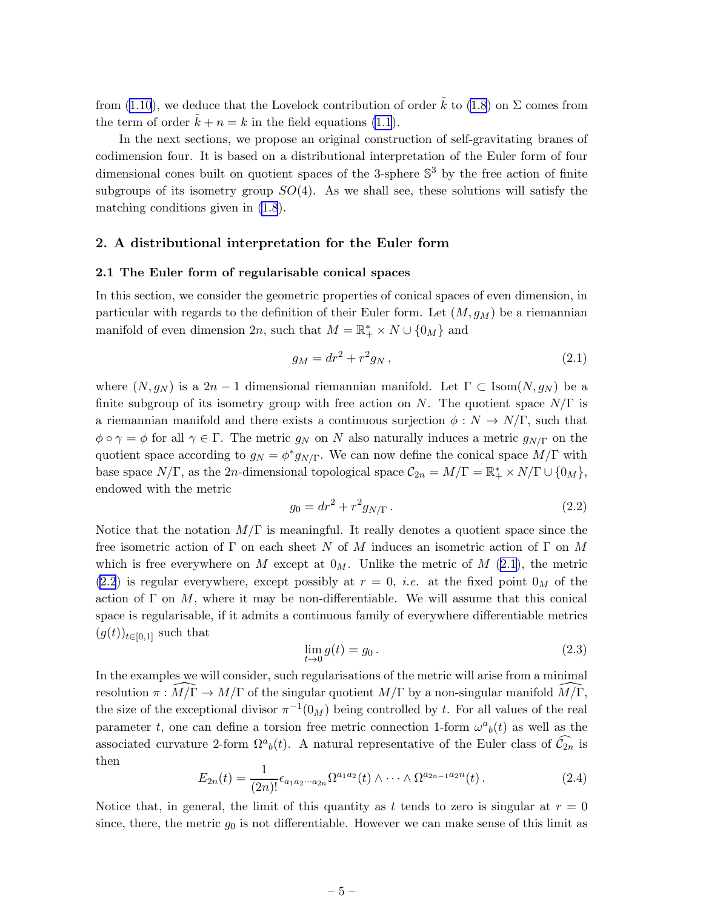from (1.10), we deduce that the Lovelock contribution of order $\tilde{k}$ to (1.8) on $\Sigma$ comes from the term of order $\tilde{k} + n = k$ in the field equations (1.1).

In the next sections, we propose an original construction of self-gravitating branes of codimension four. It is based on a distributional interpretation of the Euler form of four dimensional cones built on quotient spaces of the 3-sphere $\mathbb{S}^3$ by the free action of finite subgroups of its isometry group $SO(4)$. As we shall see, these solutions will satisfy the matching conditions given in (1.8).

## 2. A distributional interpretation for the Euler form

### 2.1 The Euler form of regularisable conical spaces

In this section, we consider the geometric properties of conical spaces of even dimension, in particular with regards to the definition of their Euler form. Let $(M, g_M)$ be a riemannian manifold of even dimension $2n$, such that $M = \mathbb{R}_+^* \times N \cup \{0_M\}$ and

$$g_M = dr^2 + r^2 g_N \,, \tag{2.1}$$

where $(N, g_N)$ is a $2n-1$ dimensional riemannian manifold. Let $\Gamma \subset \text{Isom}(N, g_N)$ be a finite subgroup of its isometry group with free action on $N$. The quotient space $N/\Gamma$ is a riemannian manifold and there exists a continuous surjection $\phi : N \to N/\Gamma$, such that $\phi \circ \gamma = \phi$ for all $\gamma \in \Gamma$. The metric $g_N$ on $N$ also naturally induces a metric $g_{N/\Gamma}$ on the quotient space according to $g_N = \phi^* g_{N/\Gamma}$. We can now define the conical space $M/\Gamma$ with base space $N/\Gamma$, as the $2n$-dimensional topological space $\mathcal{C}_{2n} = M/\Gamma = \mathbb{R}_+^* \times N/\Gamma \cup \{0_M\}$, endowed with the metric

$$g_0 = dr^2 + r^2 g_{N/\Gamma} \,. \tag{2.2}$$

Notice that the notation $M/\Gamma$ is meaningful. It really denotes a quotient space since the free isometric action of $\Gamma$ on each sheet $N$ of $M$ induces an isometric action of $\Gamma$ on $M$ which is free everywhere on $M$ except at $0_M$. Unlike the metric of $M$ (2.1), the metric (2.2) is regular everywhere, except possibly at $r = 0$, *i.e.* at the fixed point $0_M$ of the action of $\Gamma$ on $M$, where it may be non-differentiable. We will assume that this conical space is regularisable, if it admits a continuous family of everywhere differentiable metrics $(g(t))_{t \in [0,1]}$ such that

$$\lim_{t \to 0} g(t) = g_0 \,. \tag{2.3}$$

In the examples we will consider, such regularisations of the metric will arise from a minimal resolution $\pi : \widehat{M/\Gamma} \to M/\Gamma$ of the singular quotient $M/\Gamma$ by a non-singular manifold $\widehat{M/\Gamma}$, the size of the exceptional divisor $\pi^{-1}(0_M)$ being controlled by $t$. For all values of the real parameter $t$, one can define a torsion free metric connection 1-form $\omega^a{}_b(t)$ as well as the associated curvature 2-form $\Omega^a{}_b(t)$. A natural representative of the Euler class of $\widehat{\mathcal{C}_{2n}}$ is then

$$E_{2n}(t) = \frac{1}{(2n)!} \epsilon_{a_1 a_2 \cdots a_{2n}} \Omega^{a_1 a_2}(t) \wedge \cdots \wedge \Omega^{a_{2n-1} a_{2n}}(t) \,. \tag{2.4}$$

Notice that, in general, the limit of this quantity as $t$ tends to zero is singular at $r = 0$ since, there, the metric $g_0$ is not differentiable. However we can make sense of this limit as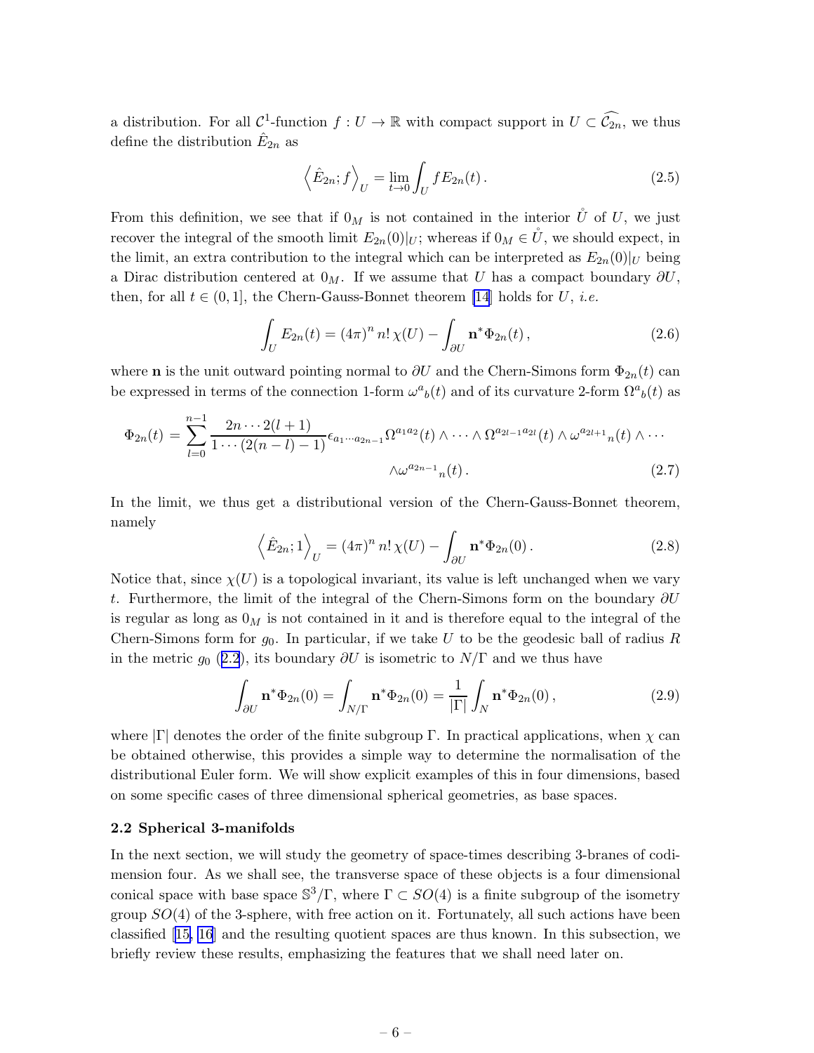a distribution. For all $\mathcal{C}^1$-function $f : U \to \mathbb{R}$ with compact support in $U \subset \widehat{\mathcal{C}_{2n}}$, we thus define the distribution $\hat{E}_{2n}$ as

$$\left\langle \hat{E}_{2n}; f \right\rangle_U = \lim_{t\to 0} \int_U f E_{2n}(t) \,. \tag{2.5}$$

From this definition, we see that if $0_M$ is not contained in the interior $\mathring{U}$ of $U$, we just recover the integral of the smooth limit $E_{2n}(0)|_U$; whereas if $0_M \in \mathring{U}$, we should expect, in the limit, an extra contribution to the integral which can be interpreted as $E_{2n}(0)|_U$ being a Dirac distribution centered at $0_M$. If we assume that $U$ has a compact boundary $\partial U$, then, for all $t \in (0, 1]$, the Chern-Gauss-Bonnet theorem [14] holds for $U$, *i.e.*

$$\int_U E_{2n}(t) = (4\pi)^n \, n! \, \chi(U) - \int_{\partial U} \mathbf{n}^* \Phi_{2n}(t) \,, \tag{2.6}$$

where $\mathbf{n}$ is the unit outward pointing normal to $\partial U$ and the Chern-Simons form $\Phi_{2n}(t)$ can be expressed in terms of the connection 1-form $\omega^a{}_b(t)$ and of its curvature 2-form $\Omega^a{}_b(t)$ as

$$\Phi_{2n}(t) = \sum_{l=0}^{n-1} \frac{2n \cdots 2(l+1)}{1 \cdots (2(n-l)-1)} \epsilon_{a_1 \cdots a_{2n-1}} \Omega^{a_1 a_2}(t) \wedge \cdots \wedge \Omega^{a_{2l-1} a_{2l}}(t) \wedge \omega^{a_{2l+1}}{}_n(t) \wedge \cdots \wedge \omega^{a_{2n-1}}{}_n(t) \,. \tag{2.7}$$

In the limit, we thus get a distributional version of the Chern-Gauss-Bonnet theorem, namely

$$\left\langle \hat{E}_{2n}; 1 \right\rangle_U = (4\pi)^n \, n! \, \chi(U) - \int_{\partial U} \mathbf{n}^* \Phi_{2n}(0) \,. \tag{2.8}$$

Notice that, since $\chi(U)$ is a topological invariant, its value is left unchanged when we vary $t$. Furthermore, the limit of the integral of the Chern-Simons form on the boundary $\partial U$ is regular as long as $0_M$ is not contained in it and is therefore equal to the integral of the Chern-Simons form for $g_0$. In particular, if we take $U$ to be the geodesic ball of radius $R$ in the metric $g_0$ (2.2), its boundary $\partial U$ is isometric to $N/\Gamma$ and we thus have

$$\int_{\partial U} \mathbf{n}^* \Phi_{2n}(0) = \int_{N/\Gamma} \mathbf{n}^* \Phi_{2n}(0) = \frac{1}{|\Gamma|} \int_N \mathbf{n}^* \Phi_{2n}(0) \,, \tag{2.9}$$

where $|\Gamma|$ denotes the order of the finite subgroup $\Gamma$. In practical applications, when $\chi$ can be obtained otherwise, this provides a simple way to determine the normalisation of the distributional Euler form. We will show explicit examples of this in four dimensions, based on some specific cases of three dimensional spherical geometries, as base spaces.

### 2.2 Spherical 3-manifolds

In the next section, we will study the geometry of space-times describing 3-branes of codimension four. As we shall see, the transverse space of these objects is a four dimensional conical space with base space $\mathbb{S}^3/\Gamma$, where $\Gamma \subset SO(4)$ is a finite subgroup of the isometry group $SO(4)$ of the 3-sphere, with free action on it. Fortunately, all such actions have been classified [15, 16] and the resulting quotient spaces are thus known. In this subsection, we briefly review these results, emphasizing the features that we shall need later on.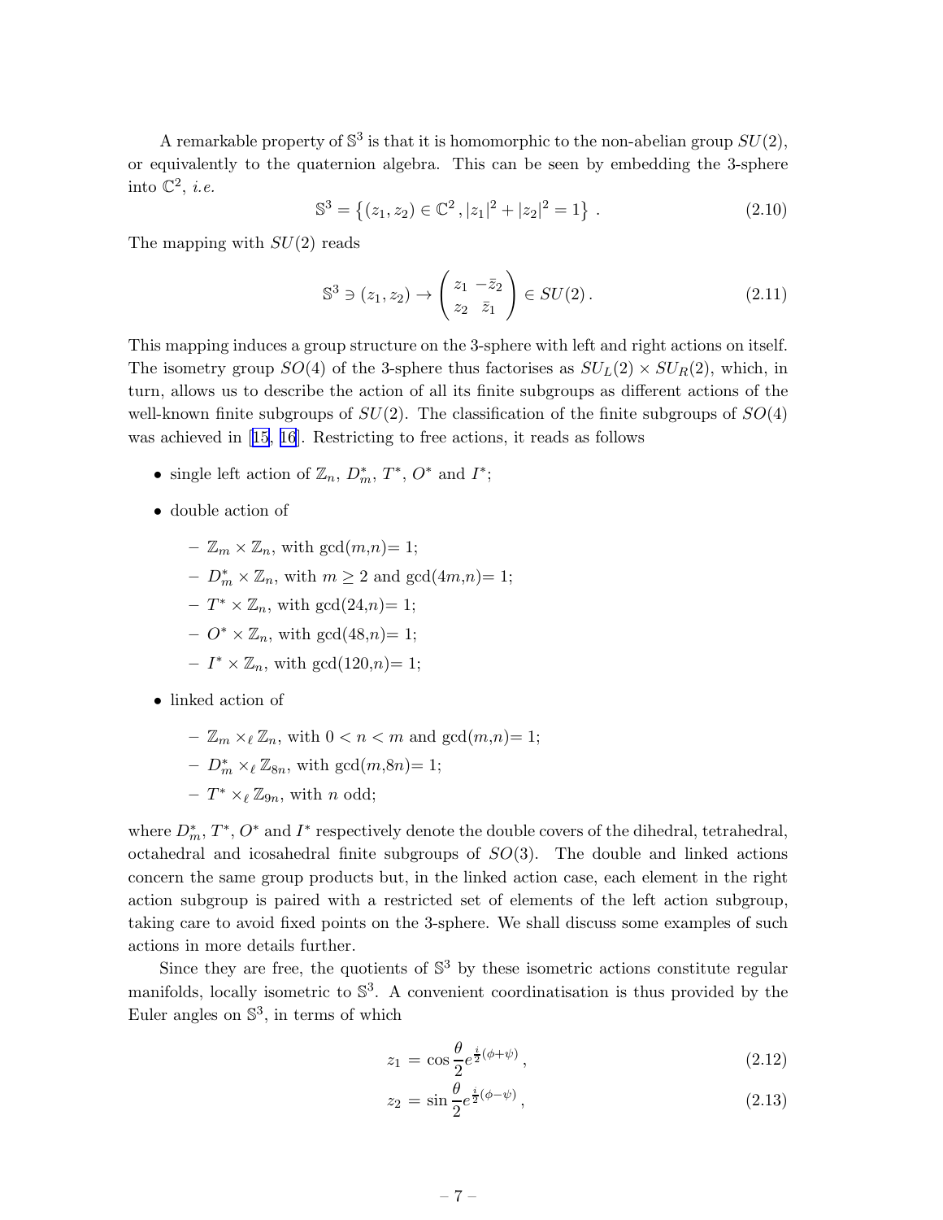A remarkable property of $\mathbb{S}^3$ is that it is homomorphic to the non-abelian group $SU(2)$, or equivalently to the quaternion algebra. This can be seen by embedding the 3-sphere into $\mathbb{C}^2$, *i.e.*

$$\mathbb{S}^3 = \left\{(z_1, z_2) \in \mathbb{C}^2 \,, |z_1|^2 + |z_2|^2 = 1\right\} \,. \tag{2.10}$$

The mapping with $SU(2)$ reads

$$\mathbb{S}^3 \ni (z_1, z_2) \to \begin{pmatrix} z_1 & -\bar{z}_2 \\ z_2 & \bar{z}_1 \end{pmatrix} \in SU(2) \,. \tag{2.11}$$

This mapping induces a group structure on the 3-sphere with left and right actions on itself. The isometry group $SO(4)$ of the 3-sphere thus factorises as $SU_L(2) \times SU_R(2)$, which, in turn, allows us to describe the action of all its finite subgroups as different actions of the well-known finite subgroups of $SU(2)$. The classification of the finite subgroups of $SO(4)$ was achieved in [15, 16]. Restricting to free actions, it reads as follows

- single left action of $\mathbb{Z}_n$, $D^*_m$, $T^*$, $O^*$ and $I^*$;
- double action of
  - $\mathbb{Z}_m \times \mathbb{Z}_n$, with gcd($m$,$n$)= 1;
  - $D^*_m \times \mathbb{Z}_n$, with $m \geq 2$ and gcd($4m$,$n$)= 1;
  - $T^* \times \mathbb{Z}_n$, with gcd(24,$n$)= 1;
  - $O^* \times \mathbb{Z}_n$, with gcd(48,$n$)= 1;
  - $I^* \times \mathbb{Z}_n$, with gcd(120,$n$)= 1;
- linked action of
  - $\mathbb{Z}_m \times_\ell \mathbb{Z}_n$, with $0 < n < m$ and gcd($m$,$n$)= 1;
  - $D^*_m \times_\ell \mathbb{Z}_{8n}$, with gcd($m$,$8n$)= 1;
  - $T^* \times_\ell \mathbb{Z}_{9n}$, with $n$ odd;

where $D^*_m$, $T^*$, $O^*$ and $I^*$ respectively denote the double covers of the dihedral, tetrahedral, octahedral and icosahedral finite subgroups of $SO(3)$. The double and linked actions concern the same group products but, in the linked action case, each element in the right action subgroup is paired with a restricted set of elements of the left action subgroup, taking care to avoid fixed points on the 3-sphere. We shall discuss some examples of such actions in more details further.

Since they are free, the quotients of $\mathbb{S}^3$ by these isometric actions constitute regular manifolds, locally isometric to $\mathbb{S}^3$. A convenient coordinatisation is thus provided by the Euler angles on $\mathbb{S}^3$, in terms of which

$$z_1 = \cos\frac{\theta}{2} e^{\frac{i}{2}(\phi+\psi)} \,, \tag{2.12}$$

$$z_2 = \sin\frac{\theta}{2} e^{\frac{i}{2}(\phi-\psi)} \,, \tag{2.13}$$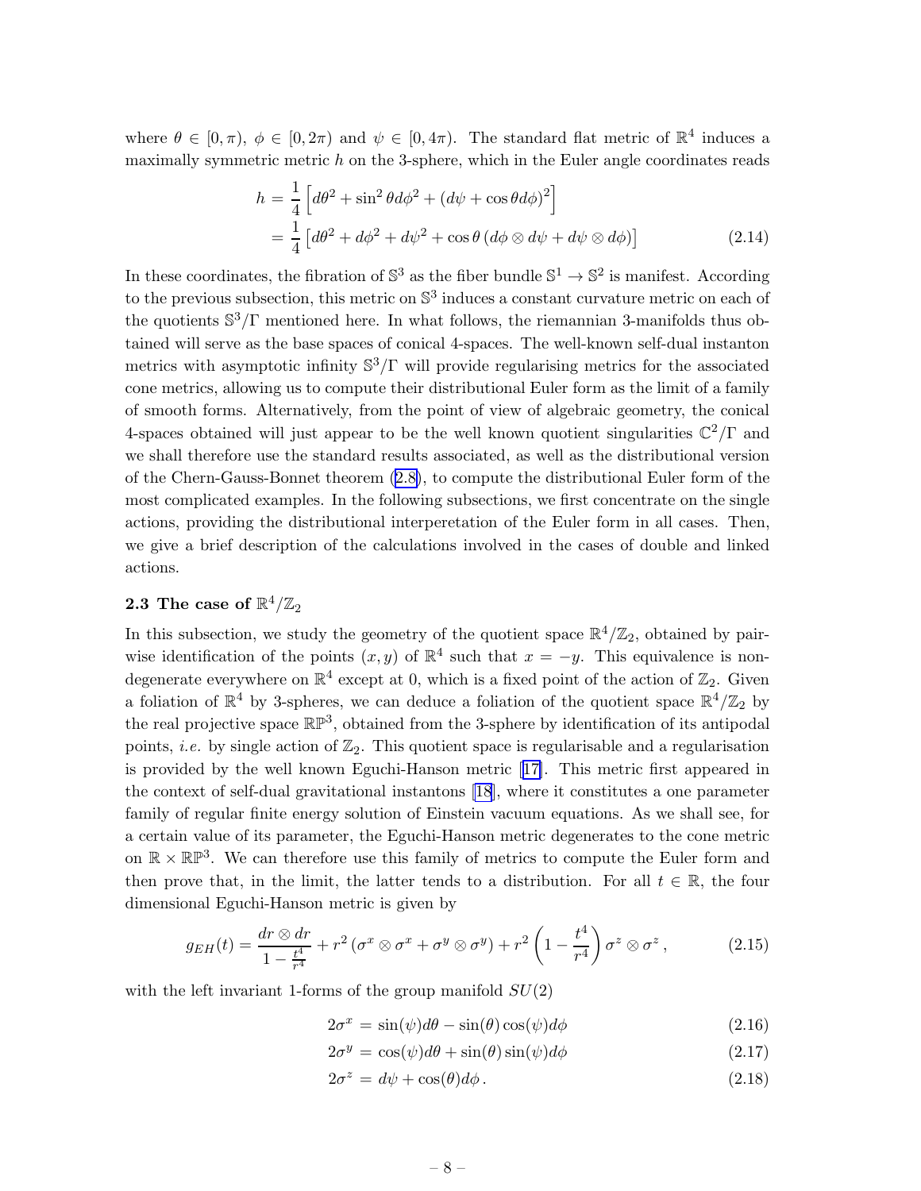where $\theta \in [0, \pi)$, $\phi \in [0, 2\pi)$ and $\psi \in [0, 4\pi)$. The standard flat metric of $\mathbb{R}^4$ induces a maximally symmetric metric $h$ on the 3-sphere, which in the Euler angle coordinates reads

$$
\begin{aligned}
h &= \frac{1}{4}\left[d\theta^2 + \sin^2\theta d\phi^2 + (d\psi + \cos\theta d\phi)^2\right] \\
&= \frac{1}{4}\left[d\theta^2 + d\phi^2 + d\psi^2 + \cos\theta\,(d\phi \otimes d\psi + d\psi \otimes d\phi)\right]
\end{aligned}
\tag{2.14}
$$

In these coordinates, the fibration of $\mathbb{S}^3$ as the fiber bundle $\mathbb{S}^1 \to \mathbb{S}^2$ is manifest. According to the previous subsection, this metric on $\mathbb{S}^3$ induces a constant curvature metric on each of the quotients $\mathbb{S}^3/\Gamma$ mentioned here. In what follows, the riemannian 3-manifolds thus obtained will serve as the base spaces of conical 4-spaces. The well-known self-dual instanton metrics with asymptotic infinity $\mathbb{S}^3/\Gamma$ will provide regularising metrics for the associated cone metrics, allowing us to compute their distributional Euler form as the limit of a family of smooth forms. Alternatively, from the point of view of algebraic geometry, the conical 4-spaces obtained will just appear to be the well known quotient singularities $\mathbb{C}^2/\Gamma$ and we shall therefore use the standard results associated, as well as the distributional version of the Chern-Gauss-Bonnet theorem (2.8), to compute the distributional Euler form of the most complicated examples. In the following subsections, we first concentrate on the single actions, providing the distributional interperetation of the Euler form in all cases. Then, we give a brief description of the calculations involved in the cases of double and linked actions.

### 2.3 The case of $\mathbb{R}^4/\mathbb{Z}_2$

In this subsection, we study the geometry of the quotient space $\mathbb{R}^4/\mathbb{Z}_2$, obtained by pairwise identification of the points $(x, y)$ of $\mathbb{R}^4$ such that $x = -y$. This equivalence is non-degenerate everywhere on $\mathbb{R}^4$ except at 0, which is a fixed point of the action of $\mathbb{Z}_2$. Given a foliation of $\mathbb{R}^4$ by 3-spheres, we can deduce a foliation of the quotient space $\mathbb{R}^4/\mathbb{Z}_2$ by the real projective space $\mathbb{RP}^3$, obtained from the 3-sphere by identification of its antipodal points, *i.e.* by single action of $\mathbb{Z}_2$. This quotient space is regularisable and a regularisation is provided by the well known Eguchi-Hanson metric [17]. This metric first appeared in the context of self-dual gravitational instantons [18], where it constitutes a one parameter family of regular finite energy solution of Einstein vacuum equations. As we shall see, for a certain value of its parameter, the Eguchi-Hanson metric degenerates to the cone metric on $\mathbb{R} \times \mathbb{RP}^3$. We can therefore use this family of metrics to compute the Euler form and then prove that, in the limit, the latter tends to a distribution. For all $t \in \mathbb{R}$, the four dimensional Eguchi-Hanson metric is given by

$$
g_{EH}(t) = \frac{dr \otimes dr}{1 - \frac{t^4}{r^4}} + r^2\left(\sigma^x \otimes \sigma^x + \sigma^y \otimes \sigma^y\right) + r^2\left(1 - \frac{t^4}{r^4}\right)\sigma^z \otimes \sigma^z\,, \tag{2.15}
$$

with the left invariant 1-forms of the group manifold $SU(2)$

$$
2\sigma^x = \sin(\psi)d\theta - \sin(\theta)\cos(\psi)d\phi \tag{2.16}
$$

$$
2\sigma^y = \cos(\psi)d\theta + \sin(\theta)\sin(\psi)d\phi \tag{2.17}
$$

$$
2\sigma^z = d\psi + \cos(\theta)d\phi\,. \tag{2.18}
$$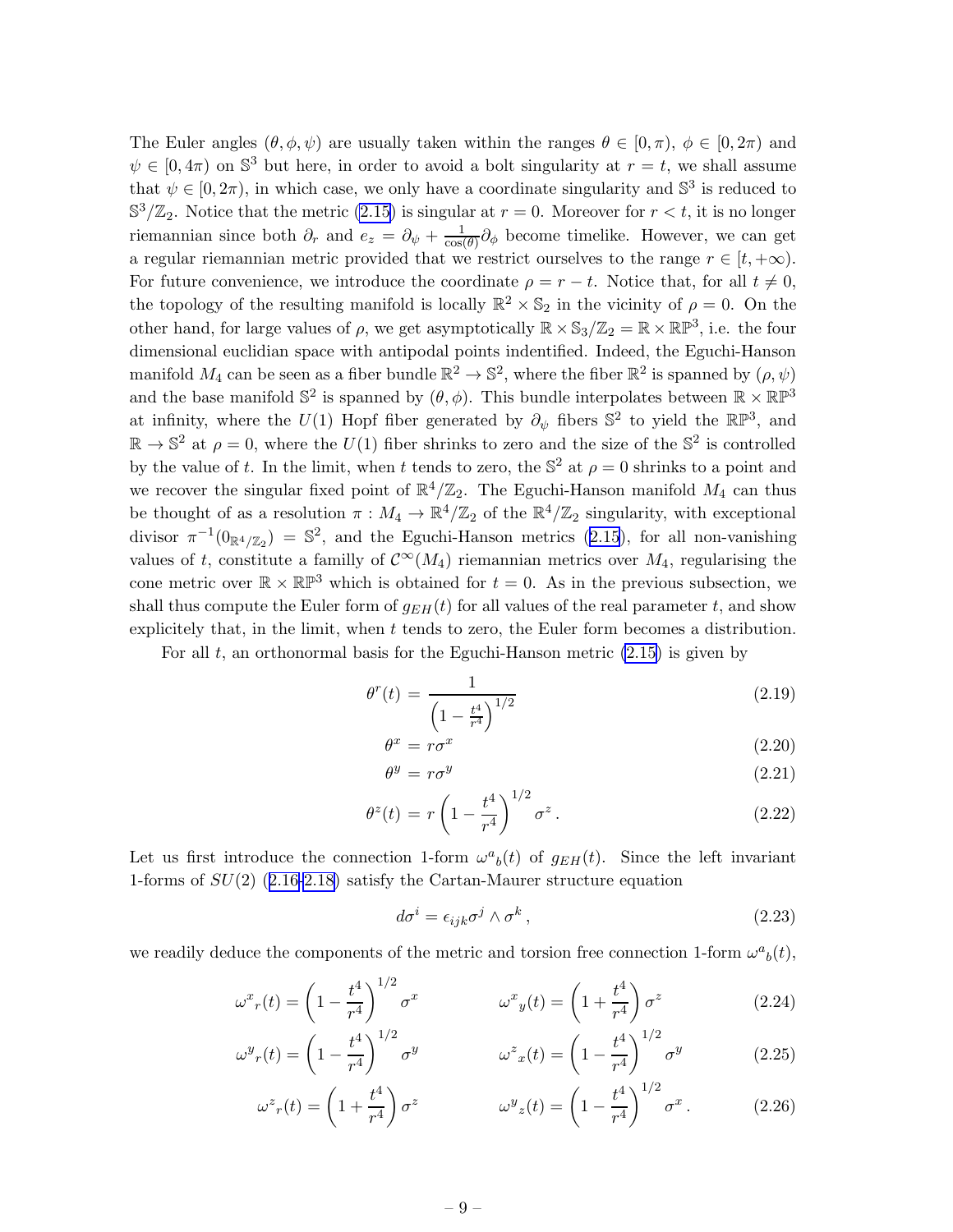The Euler angles $(\theta, \phi, \psi)$ are usually taken within the ranges $\theta \in [0, \pi)$, $\phi \in [0, 2\pi)$ and $\psi \in [0, 4\pi)$ on $\mathbb{S}^3$ but here, in order to avoid a bolt singularity at $r = t$, we shall assume that $\psi \in [0, 2\pi)$, in which case, we only have a coordinate singularity and $\mathbb{S}^3$ is reduced to $\mathbb{S}^3/\mathbb{Z}_2$. Notice that the metric (2.15) is singular at $r = 0$. Moreover for $r < t$, it is no longer riemannian since both $\partial_r$ and $e_z = \partial_\psi + \frac{1}{\cos(\theta)}\partial_\phi$ become timelike. However, we can get a regular riemannian metric provided that we restrict ourselves to the range $r \in [t, +\infty)$. For future convenience, we introduce the coordinate $\rho = r - t$. Notice that, for all $t \neq 0$, the topology of the resulting manifold is locally $\mathbb{R}^2 \times \mathbb{S}_2$ in the vicinity of $\rho = 0$. On the other hand, for large values of $\rho$, we get asymptotically $\mathbb{R} \times \mathbb{S}_3/\mathbb{Z}_2 = \mathbb{R} \times \mathbb{RP}^3$, i.e. the four dimensional euclidian space with antipodal points indentified. Indeed, the Eguchi-Hanson manifold $M_4$ can be seen as a fiber bundle $\mathbb{R}^2 \to \mathbb{S}^2$, where the fiber $\mathbb{R}^2$ is spanned by $(\rho, \psi)$ and the base manifold $\mathbb{S}^2$ is spanned by $(\theta, \phi)$. This bundle interpolates between $\mathbb{R} \times \mathbb{RP}^3$ at infinity, where the $U(1)$ Hopf fiber generated by $\partial_\psi$ fibers $\mathbb{S}^2$ to yield the $\mathbb{RP}^3$, and $\mathbb{R} \to \mathbb{S}^2$ at $\rho = 0$, where the $U(1)$ fiber shrinks to zero and the size of the $\mathbb{S}^2$ is controlled by the value of $t$. In the limit, when $t$ tends to zero, the $\mathbb{S}^2$ at $\rho = 0$ shrinks to a point and we recover the singular fixed point of $\mathbb{R}^4/\mathbb{Z}_2$. The Eguchi-Hanson manifold $M_4$ can thus be thought of as a resolution $\pi : M_4 \to \mathbb{R}^4/\mathbb{Z}_2$ of the $\mathbb{R}^4/\mathbb{Z}_2$ singularity, with exceptional divisor $\pi^{-1}(0_{\mathbb{R}^4/\mathbb{Z}_2}) = \mathbb{S}^2$, and the Eguchi-Hanson metrics (2.15), for all non-vanishing values of $t$, constitute a familly of $\mathcal{C}^\infty(M_4)$ riemannian metrics over $M_4$, regularising the cone metric over $\mathbb{R} \times \mathbb{RP}^3$ which is obtained for $t = 0$. As in the previous subsection, we shall thus compute the Euler form of $g_{EH}(t)$ for all values of the real parameter $t$, and show explicitely that, in the limit, when $t$ tends to zero, the Euler form becomes a distribution.

For all $t$, an orthonormal basis for the Eguchi-Hanson metric (2.15) is given by

$$\theta^r(t) = \frac{1}{\left(1 - \frac{t^4}{r^4}\right)^{1/2}} \tag{2.19}$$

$$\theta^x = r\sigma^x \tag{2.20}$$

$$\theta^y = r\sigma^y \tag{2.21}$$

$$\theta^z(t) = r\left(1 - \frac{t^4}{r^4}\right)^{1/2} \sigma^z \,. \tag{2.22}$$

Let us first introduce the connection 1-form $\omega^a{}_b(t)$ of $g_{EH}(t)$. Since the left invariant 1-forms of $SU(2)$ (2.16-2.18) satisfy the Cartan-Maurer structure equation

$$d\sigma^i = \epsilon_{ijk}\sigma^j \wedge \sigma^k \,, \tag{2.23}$$

we readily deduce the components of the metric and torsion free connection 1-form $\omega^a{}_b(t)$,

$$\omega^x{}_r(t) = \left(1 - \frac{t^4}{r^4}\right)^{1/2} \sigma^x \qquad \omega^x{}_y(t) = \left(1 + \frac{t^4}{r^4}\right) \sigma^z \tag{2.24}$$

$$\omega^y{}_r(t) = \left(1 - \frac{t^4}{r^4}\right)^{1/2} \sigma^y \qquad \omega^z{}_x(t) = \left(1 - \frac{t^4}{r^4}\right)^{1/2} \sigma^y \tag{2.25}$$

$$\omega^z{}_r(t) = \left(1 + \frac{t^4}{r^4}\right) \sigma^z \qquad \omega^y{}_z(t) = \left(1 - \frac{t^4}{r^4}\right)^{1/2} \sigma^x \,. \tag{2.26}$$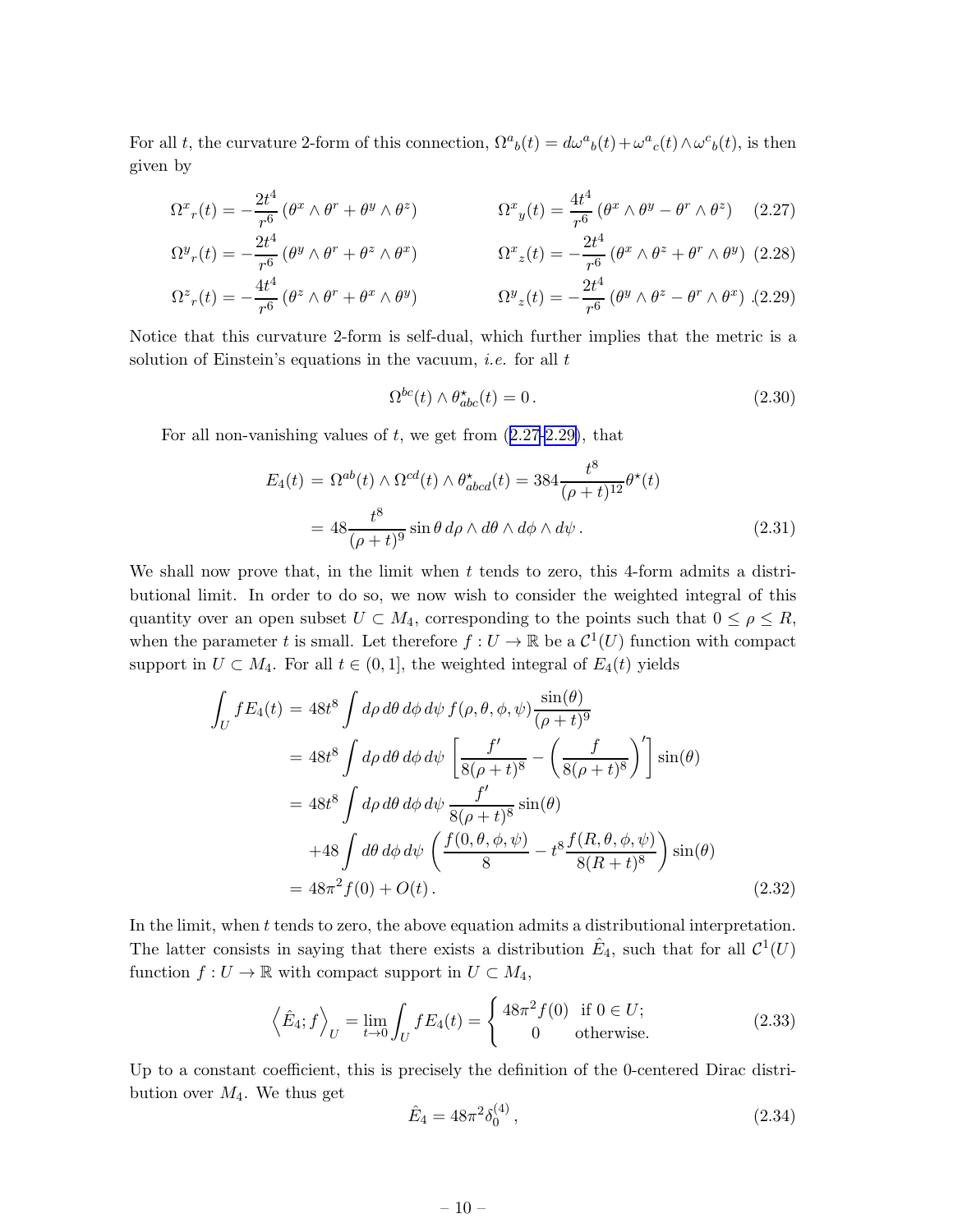For all $t$, the curvature 2-form of this connection, $\Omega^a{}_b(t) = d\omega^a{}_b(t) + \omega^a{}_c(t) \wedge \omega^c{}_b(t)$, is then given by

$$\Omega^x{}_r(t) = -\frac{2t^4}{r^6}\left(\theta^x \wedge \theta^r + \theta^y \wedge \theta^z\right) \qquad \Omega^x{}_y(t) = \frac{4t^4}{r^6}\left(\theta^x \wedge \theta^y - \theta^r \wedge \theta^z\right) \tag{2.27}$$

$$\Omega^y{}_r(t) = -\frac{2t^4}{r^6}\left(\theta^y \wedge \theta^r + \theta^z \wedge \theta^x\right) \qquad \Omega^x{}_z(t) = -\frac{2t^4}{r^6}\left(\theta^x \wedge \theta^z + \theta^r \wedge \theta^y\right) \tag{2.28}$$

$$\Omega^z{}_r(t) = -\frac{4t^4}{r^6}\left(\theta^z \wedge \theta^r + \theta^x \wedge \theta^y\right) \qquad \Omega^y{}_z(t) = -\frac{2t^4}{r^6}\left(\theta^y \wedge \theta^z - \theta^r \wedge \theta^x\right). \tag{2.29}$$

Notice that this curvature 2-form is self-dual, which further implies that the metric is a solution of Einstein's equations in the vacuum, *i.e.* for all $t$

$$\Omega^{bc}(t) \wedge \theta^\star_{abc}(t) = 0\,. \tag{2.30}$$

For all non-vanishing values of $t$, we get from (2.27-2.29), that

$$\begin{aligned} E_4(t) &= \Omega^{ab}(t) \wedge \Omega^{cd}(t) \wedge \theta^\star_{abcd}(t) = 384\frac{t^8}{(\rho+t)^{12}}\theta^\star(t) \\ &= 48\frac{t^8}{(\rho+t)^9}\sin\theta\, d\rho \wedge d\theta \wedge d\phi \wedge d\psi\,. \end{aligned} \tag{2.31}$$

We shall now prove that, in the limit when $t$ tends to zero, this 4-form admits a distributional limit. In order to do so, we now wish to consider the weighted integral of this quantity over an open subset $U \subset M_4$, corresponding to the points such that $0 \leq \rho \leq R$, when the parameter $t$ is small. Let therefore $f : U \to \mathbb{R}$ be a $\mathcal{C}^1(U)$ function with compact support in $U \subset M_4$. For all $t \in (0,1]$, the weighted integral of $E_4(t)$ yields

$$\begin{aligned} \int_U f E_4(t) &= 48t^8 \int d\rho\, d\theta\, d\phi\, d\psi\, f(\rho,\theta,\phi,\psi)\frac{\sin(\theta)}{(\rho+t)^9} \\ &= 48t^8 \int d\rho\, d\theta\, d\phi\, d\psi \left[\frac{f'}{8(\rho+t)^8} - \left(\frac{f}{8(\rho+t)^8}\right)'\right]\sin(\theta) \\ &= 48t^8 \int d\rho\, d\theta\, d\phi\, d\psi\, \frac{f'}{8(\rho+t)^8}\sin(\theta) \\ &\quad + 48\int d\theta\, d\phi\, d\psi \left(\frac{f(0,\theta,\phi,\psi)}{8} - t^8\frac{f(R,\theta,\phi,\psi)}{8(R+t)^8}\right)\sin(\theta) \\ &= 48\pi^2 f(0) + O(t)\,. \end{aligned} \tag{2.32}$$

In the limit, when $t$ tends to zero, the above equation admits a distributional interpretation. The latter consists in saying that there exists a distribution $\hat{E}_4$, such that for all $\mathcal{C}^1(U)$ function $f : U \to \mathbb{R}$ with compact support in $U \subset M_4$,

$$\left\langle \hat{E}_4; f \right\rangle_U = \lim_{t\to 0}\int_U f E_4(t) = \begin{cases} 48\pi^2 f(0) & \text{if } 0 \in U; \\ 0 & \text{otherwise.} \end{cases} \tag{2.33}$$

Up to a constant coefficient, this is precisely the definition of the 0-centered Dirac distribution over $M_4$. We thus get

$$\hat{E}_4 = 48\pi^2 \delta_0^{(4)}\,, \tag{2.34}$$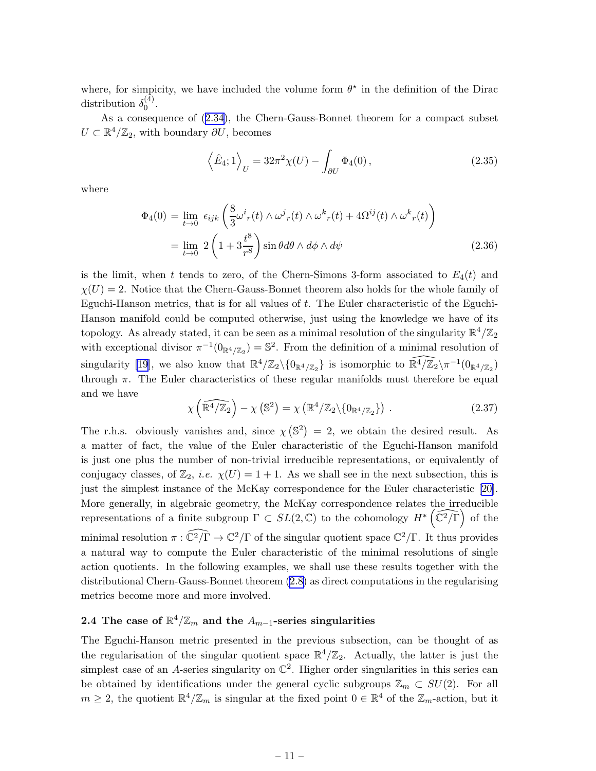where, for simpicity, we have included the volume form $\theta^\star$ in the definition of the Dirac distribution $\delta_0^{(4)}$.

As a consequence of (2.34), the Chern-Gauss-Bonnet theorem for a compact subset $U \subset \mathbb{R}^4/\mathbb{Z}_2$, with boundary $\partial U$, becomes

$$\left\langle \hat{E}_4; 1 \right\rangle_U = 32\pi^2 \chi(U) - \int_{\partial U} \Phi_4(0)\,, \tag{2.35}$$

where

$$\begin{aligned}\Phi_4(0) &= \lim_{t\to 0}\ \epsilon_{ijk}\left(\frac{8}{3}\omega^i{}_r(t)\wedge\omega^j{}_r(t)\wedge\omega^k{}_r(t) + 4\Omega^{ij}(t)\wedge\omega^k{}_r(t)\right)\\ &= \lim_{t\to 0}\ 2\left(1+3\frac{t^8}{r^8}\right)\sin\theta d\theta\wedge d\phi\wedge d\psi\end{aligned} \tag{2.36}$$

is the limit, when $t$ tends to zero, of the Chern-Simons 3-form associated to $E_4(t)$ and $\chi(U) = 2$. Notice that the Chern-Gauss-Bonnet theorem also holds for the whole family of Eguchi-Hanson metrics, that is for all values of $t$. The Euler characteristic of the Eguchi-Hanson manifold could be computed otherwise, just using the knowledge we have of its topology. As already stated, it can be seen as a minimal resolution of the singularity $\mathbb{R}^4/\mathbb{Z}_2$ with exceptional divisor $\pi^{-1}(0_{\mathbb{R}^4/\mathbb{Z}_2}) = \mathbb{S}^2$. From the definition of a minimal resolution of singularity [19], we also know that $\mathbb{R}^4/\mathbb{Z}_2\backslash\{0_{\mathbb{R}^4/\mathbb{Z}_2}\}$ is isomorphic to $\widehat{\mathbb{R}^4/\mathbb{Z}_2}\backslash\pi^{-1}(0_{\mathbb{R}^4/\mathbb{Z}_2})$ through $\pi$. The Euler characteristics of these regular manifolds must therefore be equal and we have

$$\chi\left(\widehat{\mathbb{R}^4/\mathbb{Z}_2}\right) - \chi\left(\mathbb{S}^2\right) = \chi\left(\mathbb{R}^4/\mathbb{Z}_2\backslash\{0_{\mathbb{R}^4/\mathbb{Z}_2}\}\right)\,. \tag{2.37}$$

The r.h.s. obviously vanishes and, since $\chi\left(\mathbb{S}^2\right) = 2$, we obtain the desired result. As a matter of fact, the value of the Euler characteristic of the Eguchi-Hanson manifold is just one plus the number of non-trivial irreducible representations, or equivalently of conjugacy classes, of $\mathbb{Z}_2$, *i.e.* $\chi(U) = 1 + 1$. As we shall see in the next subsection, this is just the simplest instance of the McKay correspondence for the Euler characteristic [20]. More generally, in algebraic geometry, the McKay correspondence relates the irreducible representations of a finite subgroup $\Gamma \subset SL(2,\mathbb{C})$ to the cohomology $H^*\left(\widehat{\mathbb{C}^2/\Gamma}\right)$ of the minimal resolution $\pi : \widehat{\mathbb{C}^2/\Gamma} \to \mathbb{C}^2/\Gamma$ of the singular quotient space $\mathbb{C}^2/\Gamma$. It thus provides a natural way to compute the Euler characteristic of the minimal resolutions of single action quotients. In the following examples, we shall use these results together with the distributional Chern-Gauss-Bonnet theorem (2.8) as direct computations in the regularising metrics become more and more involved.

### 2.4 The case of $\mathbb{R}^4/\mathbb{Z}_m$ and the $A_{m-1}$-series singularities

The Eguchi-Hanson metric presented in the previous subsection, can be thought of as the regularisation of the singular quotient space $\mathbb{R}^4/\mathbb{Z}_2$. Actually, the latter is just the simplest case of an $A$-series singularity on $\mathbb{C}^2$. Higher order singularities in this series can be obtained by identifications under the general cyclic subgroups $\mathbb{Z}_m \subset SU(2)$. For all $m \geq 2$, the quotient $\mathbb{R}^4/\mathbb{Z}_m$ is singular at the fixed point $0 \in \mathbb{R}^4$ of the $\mathbb{Z}_m$-action, but it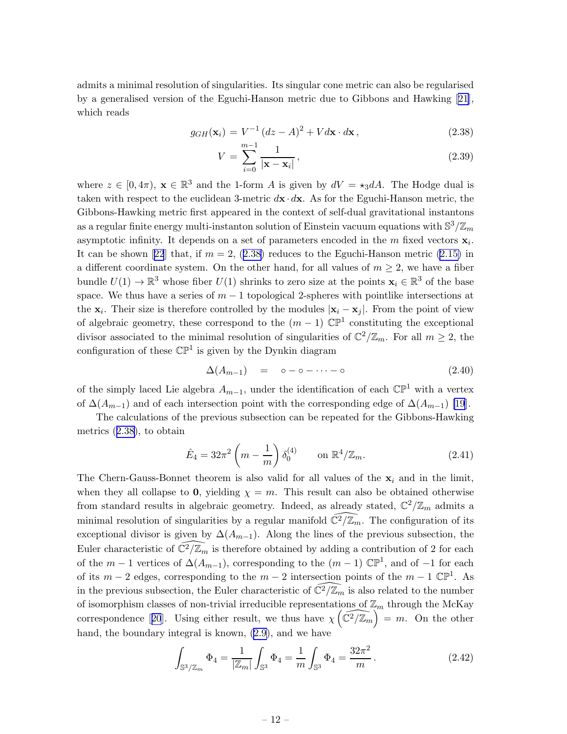admits a minimal resolution of singularities. Its singular cone metric can also be regularised by a generalised version of the Eguchi-Hanson metric due to Gibbons and Hawking [21], which reads

$$g_{GH}(\mathbf{x}_i) = V^{-1}\,(dz - A)^2 + V d\mathbf{x}\cdot d\mathbf{x}\,, \tag{2.38}$$

$$V = \sum_{i=0}^{m-1} \frac{1}{|\mathbf{x}-\mathbf{x}_i|}\,, \tag{2.39}$$

where $z \in [0, 4\pi)$, $\mathbf{x} \in \mathbb{R}^3$ and the 1-form $A$ is given by $dV = \star_3 dA$. The Hodge dual is taken with respect to the euclidean 3-metric $d\mathbf{x}\cdot d\mathbf{x}$. As for the Eguchi-Hanson metric, the Gibbons-Hawking metric first appeared in the context of self-dual gravitational instantons as a regular finite energy multi-instanton solution of Einstein vacuum equations with $\mathbb{S}^3/\mathbb{Z}_m$ asymptotic infinity. It depends on a set of parameters encoded in the $m$ fixed vectors $\mathbf{x}_i$. It can be shown [22] that, if $m = 2$, (2.38) reduces to the Eguchi-Hanson metric (2.15) in a different coordinate system. On the other hand, for all values of $m \geq 2$, we have a fiber bundle $U(1) \to \mathbb{R}^3$ whose fiber $U(1)$ shrinks to zero size at the points $\mathbf{x}_i \in \mathbb{R}^3$ of the base space. We thus have a series of $m-1$ topological 2-spheres with pointlike intersections at the $\mathbf{x}_i$. Their size is therefore controlled by the modules $|\mathbf{x}_i - \mathbf{x}_j|$. From the point of view of algebraic geometry, these correspond to the $(m-1)$ $\mathbb{CP}^1$ constituting the exceptional divisor associated to the minimal resolution of singularities of $\mathbb{C}^2/\mathbb{Z}_m$. For all $m \geq 2$, the configuration of these $\mathbb{CP}^1$ is given by the Dynkin diagram

$$\Delta(A_{m-1}) \quad = \quad \circ - \circ - \cdots - \circ \tag{2.40}$$

of the simply laced Lie algebra $A_{m-1}$, under the identification of each $\mathbb{CP}^1$ with a vertex of $\Delta(A_{m-1})$ and of each intersection point with the corresponding edge of $\Delta(A_{m-1})$ [19].

The calculations of the previous subsection can be repeated for the Gibbons-Hawking metrics (2.38), to obtain

$$\hat{E}_4 = 32\pi^2 \left(m - \frac{1}{m}\right) \delta_0^{(4)} \qquad \text{on } \mathbb{R}^4/\mathbb{Z}_m. \tag{2.41}$$

The Chern-Gauss-Bonnet theorem is also valid for all values of the $\mathbf{x}_i$ and in the limit, when they all collapse to $\mathbf{0}$, yielding $\chi = m$. This result can also be obtained otherwise from standard results in algebraic geometry. Indeed, as already stated, $\mathbb{C}^2/\mathbb{Z}_m$ admits a minimal resolution of singularities by a regular manifold $\widehat{\mathbb{C}^2/\mathbb{Z}_m}$. The configuration of its exceptional divisor is given by $\Delta(A_{m-1})$. Along the lines of the previous subsection, the Euler characteristic of $\widehat{\mathbb{C}^2/\mathbb{Z}_m}$ is therefore obtained by adding a contribution of 2 for each of the $m-1$ vertices of $\Delta(A_{m-1})$, corresponding to the $(m-1)$ $\mathbb{CP}^1$, and of $-1$ for each of its $m-2$ edges, corresponding to the $m-2$ intersection points of the $m-1$ $\mathbb{CP}^1$. As in the previous subsection, the Euler characteristic of $\widehat{\mathbb{C}^2/\mathbb{Z}_m}$ is also related to the number of isomorphism classes of non-trivial irreducible representations of $\mathbb{Z}_m$ through the McKay correspondence [20]. Using either result, we thus have $\chi\left(\widehat{\mathbb{C}^2/\mathbb{Z}_m}\right) = m$. On the other hand, the boundary integral is known, (2.9), and we have

$$\int_{\mathbb{S}^3/\mathbb{Z}_m} \Phi_4 = \frac{1}{|\mathbb{Z}_m|}\int_{\mathbb{S}^3} \Phi_4 = \frac{1}{m}\int_{\mathbb{S}^3} \Phi_4 = \frac{32\pi^2}{m}\,. \tag{2.42}$$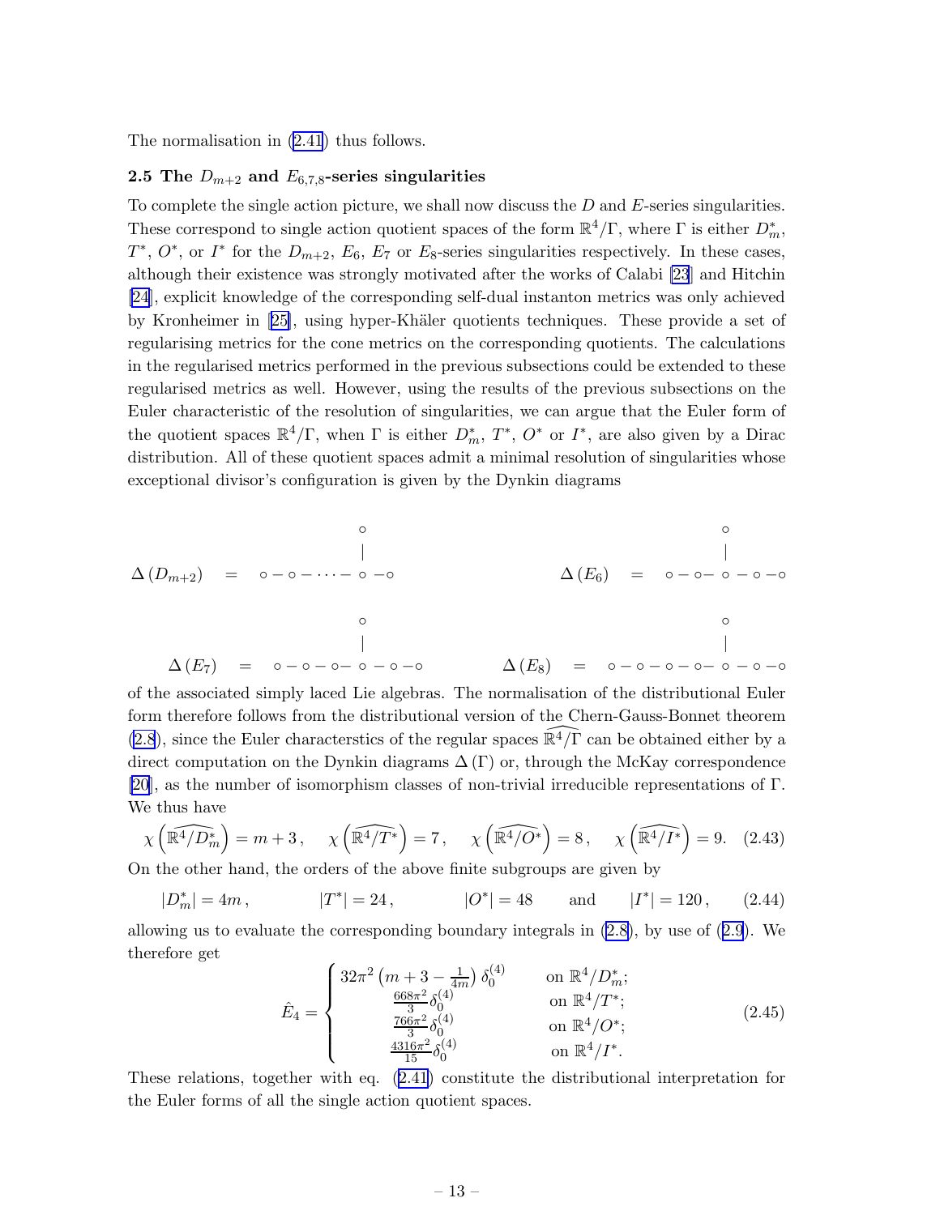The normalisation in (2.41) thus follows.

### 2.5 The $D_{m+2}$ and $E_{6,7,8}$-series singularities

To complete the single action picture, we shall now discuss the $D$ and $E$-series singularities. These correspond to single action quotient spaces of the form $\mathbb{R}^4/\Gamma$, where $\Gamma$ is either $D^*_m$, $T^*$, $O^*$, or $I^*$ for the $D_{m+2}$, $E_6$, $E_7$ or $E_8$-series singularities respectively. In these cases, although their existence was strongly motivated after the works of Calabi [23] and Hitchin [24], explicit knowledge of the corresponding self-dual instanton metrics was only achieved by Kronheimer in [25], using hyper-Khäler quotients techniques. These provide a set of regularising metrics for the cone metrics on the corresponding quotients. The calculations in the regularised metrics performed in the previous subsections could be extended to these regularised metrics as well. However, using the results of the previous subsections on the Euler characteristic of the resolution of singularities, we can argue that the Euler form of the quotient spaces $\mathbb{R}^4/\Gamma$, when $\Gamma$ is either $D^*_m$, $T^*$, $O^*$ or $I^*$, are also given by a Dirac distribution. All of these quotient spaces admit a minimal resolution of singularities whose exceptional divisor's configuration is given by the Dynkin diagrams

```
                        ∘                                        ∘
                        |                                        |
Δ(D_{m+2}) =  ∘ − ∘ − ··· − ∘ − ∘           Δ(E_6) =  ∘ − ∘ − ∘ − ∘ − ∘

                        ∘                                        ∘
                        |                                        |
Δ(E_7) =  ∘ − ∘ − ∘ − ∘ − ∘ − ∘      Δ(E_8) =  ∘ − ∘ − ∘ − ∘ − ∘ − ∘ − ∘
```

of the associated simply laced Lie algebras. The normalisation of the distributional Euler form therefore follows from the distributional version of the Chern-Gauss-Bonnet theorem (2.8), since the Euler characterstics of the regular spaces $\widehat{\mathbb{R}^4/\Gamma}$ can be obtained either by a direct computation on the Dynkin diagrams $\Delta(\Gamma)$ or, through the McKay correspondence [20], as the number of isomorphism classes of non-trivial irreducible representations of $\Gamma$. We thus have

$$\chi\left(\widehat{\mathbb{R}^4/D^*_m}\right) = m+3\,, \quad \chi\left(\widehat{\mathbb{R}^4/T^*}\right) = 7\,, \quad \chi\left(\widehat{\mathbb{R}^4/O^*}\right) = 8\,, \quad \chi\left(\widehat{\mathbb{R}^4/I^*}\right) = 9. \tag{2.43}$$

On the other hand, the orders of the above finite subgroups are given by

$$|D^*_m| = 4m\,, \qquad |T^*| = 24\,, \qquad |O^*| = 48 \qquad \text{and} \qquad |I^*| = 120\,, \tag{2.44}$$

allowing us to evaluate the corresponding boundary integrals in (2.8), by use of (2.9). We therefore get

$$\hat{E}_4 = \begin{cases} 32\pi^2\left(m+3-\frac{1}{4m}\right)\delta^{(4)}_0 & \text{on } \mathbb{R}^4/D^*_m; \\ \frac{668\pi^2}{3}\delta^{(4)}_0 & \text{on } \mathbb{R}^4/T^*; \\ \frac{766\pi^2}{3}\delta^{(4)}_0 & \text{on } \mathbb{R}^4/O^*; \\ \frac{4316\pi^2}{15}\delta^{(4)}_0 & \text{on } \mathbb{R}^4/I^*. \end{cases} \tag{2.45}$$

These relations, together with eq. (2.41) constitute the distributional interpretation for the Euler forms of all the single action quotient spaces.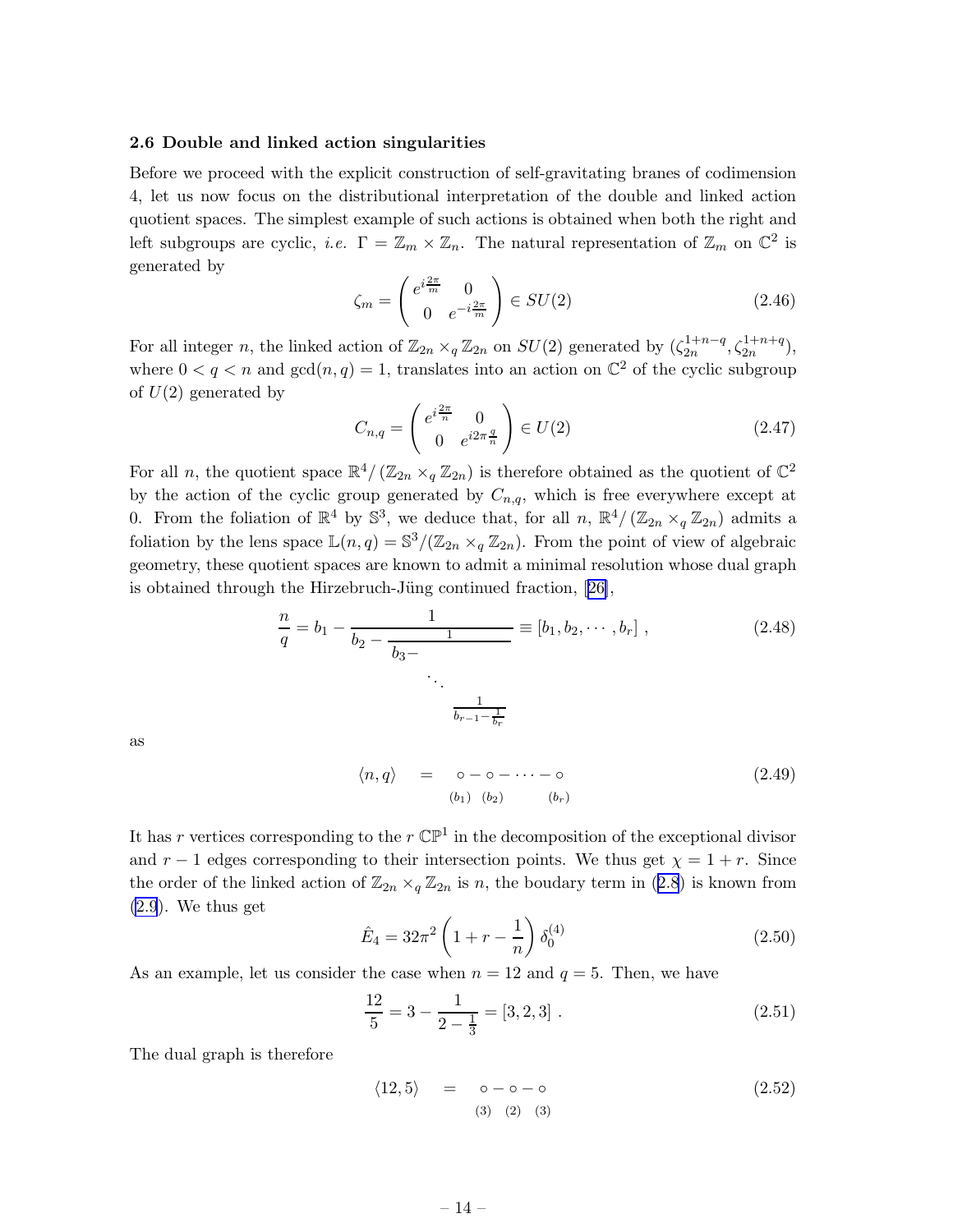### 2.6 Double and linked action singularities

Before we proceed with the explicit construction of self-gravitating branes of codimension 4, let us now focus on the distributional interpretation of the double and linked action quotient spaces. The simplest example of such actions is obtained when both the right and left subgroups are cyclic, *i.e.* $\Gamma = \mathbb{Z}_m \times \mathbb{Z}_n$. The natural representation of $\mathbb{Z}_m$ on $\mathbb{C}^2$ is generated by

$$\zeta_m = \begin{pmatrix} e^{i\frac{2\pi}{m}} & 0 \\ 0 & e^{-i\frac{2\pi}{m}} \end{pmatrix} \in SU(2) \tag{2.46}$$

For all integer $n$, the linked action of $\mathbb{Z}_{2n} \times_q \mathbb{Z}_{2n}$ on $SU(2)$ generated by $(\zeta_{2n}^{1+n-q}, \zeta_{2n}^{1+n+q})$, where $0 < q < n$ and $\gcd(n, q) = 1$, translates into an action on $\mathbb{C}^2$ of the cyclic subgroup of $U(2)$ generated by

$$C_{n,q} = \begin{pmatrix} e^{i\frac{2\pi}{n}} & 0 \\ 0 & e^{i2\pi\frac{q}{n}} \end{pmatrix} \in U(2) \tag{2.47}$$

For all $n$, the quotient space $\mathbb{R}^4/\left(\mathbb{Z}_{2n} \times_q \mathbb{Z}_{2n}\right)$ is therefore obtained as the quotient of $\mathbb{C}^2$ by the action of the cyclic group generated by $C_{n,q}$, which is free everywhere except at 0. From the foliation of $\mathbb{R}^4$ by $\mathbb{S}^3$, we deduce that, for all $n$, $\mathbb{R}^4/\left(\mathbb{Z}_{2n} \times_q \mathbb{Z}_{2n}\right)$ admits a foliation by the lens space $\mathbb{L}(n,q) = \mathbb{S}^3/(\mathbb{Z}_{2n} \times_q \mathbb{Z}_{2n})$. From the point of view of algebraic geometry, these quotient spaces are known to admit a minimal resolution whose dual graph is obtained through the Hirzebruch-Jüng continued fraction, [26],

$$\frac{n}{q} = b_1 - \cfrac{1}{b_2 - \cfrac{1}{b_3 - \cfrac{\ddots}{\cfrac{1}{b_{r-1} - \frac{1}{b_r}}}}} \equiv [b_1, b_2, \cdots, b_r] \ , \tag{2.48}$$

as

$$\langle n, q \rangle \quad = \quad \underset{(b_1)}{\circ} - \underset{(b_2)}{\circ} - \cdots - \underset{(b_r)}{\circ} \tag{2.49}$$

It has $r$ vertices corresponding to the $r$ $\mathbb{CP}^1$ in the decomposition of the exceptional divisor and $r-1$ edges corresponding to their intersection points. We thus get $\chi = 1 + r$. Since the order of the linked action of $\mathbb{Z}_{2n} \times_q \mathbb{Z}_{2n}$ is $n$, the boudary term in (2.8) is known from (2.9). We thus get

$$\hat{E}_4 = 32\pi^2 \left(1 + r - \frac{1}{n}\right) \delta_0^{(4)} \tag{2.50}$$

As an example, let us consider the case when $n = 12$ and $q = 5$. Then, we have

$$\frac{12}{5} = 3 - \frac{1}{2 - \frac{1}{3}} = [3, 2, 3] \ . \tag{2.51}$$

The dual graph is therefore

$$\langle 12, 5 \rangle \quad = \quad \underset{(3)}{\circ} - \underset{(2)}{\circ} - \underset{(3)}{\circ} \tag{2.52}$$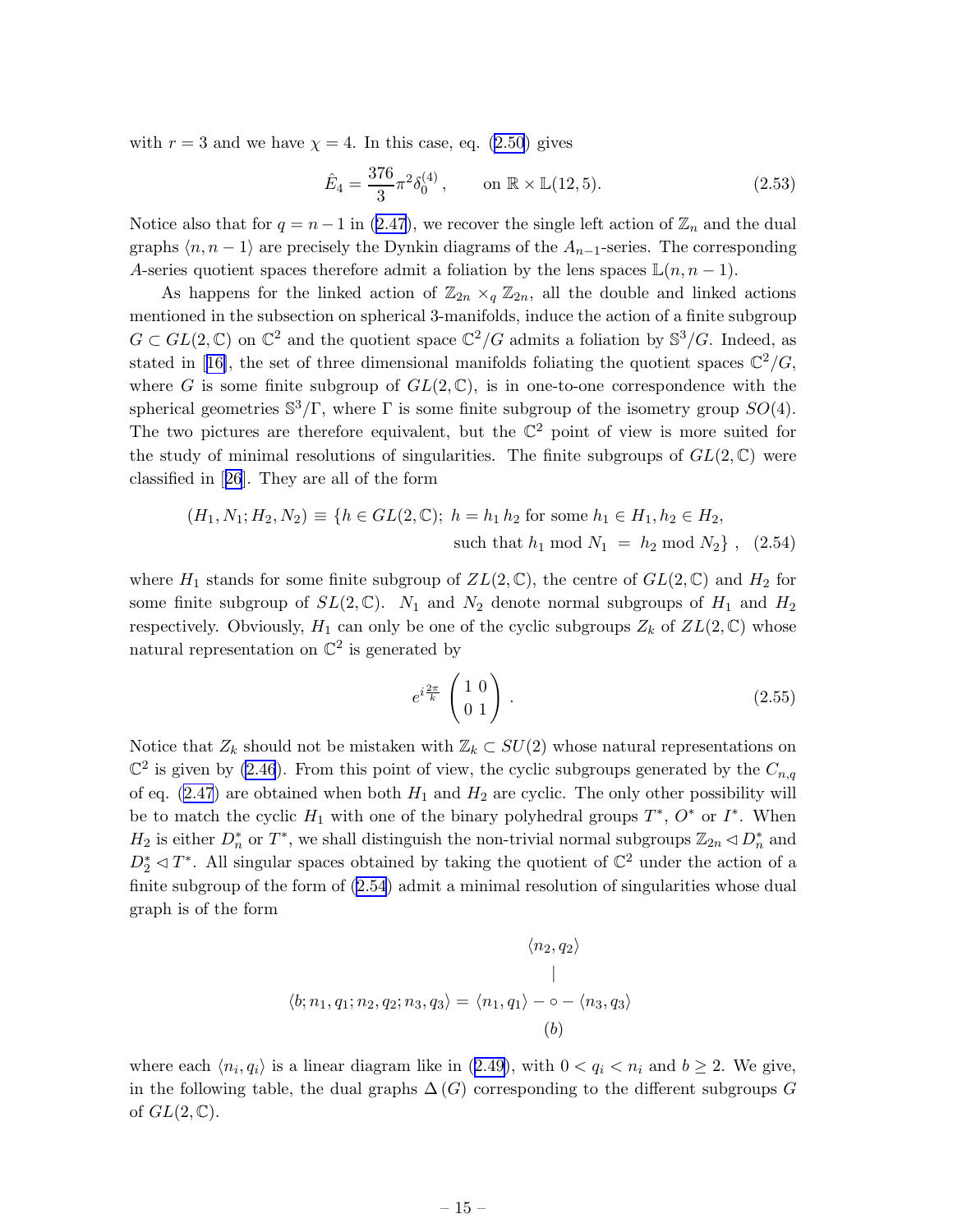with $r = 3$ and we have $\chi = 4$. In this case, eq. (2.50) gives

$$\hat{E}_4 = \frac{376}{3}\pi^2 \delta_0^{(4)}\,, \qquad \text{on } \mathbb{R} \times \mathbb{L}(12,5). \tag{2.53}$$

Notice also that for $q = n-1$ in (2.47), we recover the single left action of $\mathbb{Z}_n$ and the dual graphs $\langle n, n-1\rangle$ are precisely the Dynkin diagrams of the $A_{n-1}$-series. The corresponding $A$-series quotient spaces therefore admit a foliation by the lens spaces $\mathbb{L}(n, n-1)$.

As happens for the linked action of $\mathbb{Z}_{2n} \times_q \mathbb{Z}_{2n}$, all the double and linked actions mentioned in the subsection on spherical 3-manifolds, induce the action of a finite subgroup $G \subset GL(2,\mathbb{C})$ on $\mathbb{C}^2$ and the quotient space $\mathbb{C}^2/G$ admits a foliation by $\mathbb{S}^3/G$. Indeed, as stated in [16], the set of three dimensional manifolds foliating the quotient spaces $\mathbb{C}^2/G$, where $G$ is some finite subgroup of $GL(2,\mathbb{C})$, is in one-to-one correspondence with the spherical geometries $\mathbb{S}^3/\Gamma$, where $\Gamma$ is some finite subgroup of the isometry group $SO(4)$. The two pictures are therefore equivalent, but the $\mathbb{C}^2$ point of view is more suited for the study of minimal resolutions of singularities. The finite subgroups of $GL(2,\mathbb{C})$ were classified in [26]. They are all of the form

$$\begin{aligned}(H_1, N_1; H_2, N_2) \equiv \{h \in GL(2,\mathbb{C});\ &h = h_1\, h_2 \text{ for some } h_1 \in H_1, h_2 \in H_2,\\ &\text{such that } h_1 \bmod N_1 \ = \ h_2 \bmod N_2\}\,,\end{aligned} \tag{2.54}$$

where $H_1$ stands for some finite subgroup of $ZL(2,\mathbb{C})$, the centre of $GL(2,\mathbb{C})$ and $H_2$ for some finite subgroup of $SL(2,\mathbb{C})$. $N_1$ and $N_2$ denote normal subgroups of $H_1$ and $H_2$ respectively. Obviously, $H_1$ can only be one of the cyclic subgroups $Z_k$ of $ZL(2,\mathbb{C})$ whose natural representation on $\mathbb{C}^2$ is generated by

$$e^{i\frac{2\pi}{k}} \begin{pmatrix} 1 & 0 \\ 0 & 1 \end{pmatrix}. \tag{2.55}$$

Notice that $Z_k$ should not be mistaken with $\mathbb{Z}_k \subset SU(2)$ whose natural representations on $\mathbb{C}^2$ is given by (2.46). From this point of view, the cyclic subgroups generated by the $C_{n,q}$ of eq. (2.47) are obtained when both $H_1$ and $H_2$ are cyclic. The only other possibility will be to match the cyclic $H_1$ with one of the binary polyhedral groups $T^*$, $O^*$ or $I^*$. When $H_2$ is either $D_n^*$ or $T^*$, we shall distinguish the non-trivial normal subgroups $\mathbb{Z}_{2n} \lhd D_n^*$ and $D_2^* \lhd T^*$. All singular spaces obtained by taking the quotient of $\mathbb{C}^2$ under the action of a finite subgroup of the form of (2.54) admit a minimal resolution of singularities whose dual graph is of the form

$$\begin{array}{c} \langle n_2, q_2\rangle \\ | \\ \langle b; n_1, q_1; n_2, q_2; n_3, q_3\rangle = \langle n_1, q_1\rangle - \circ - \langle n_3, q_3\rangle \\ (b) \end{array}$$

where each $\langle n_i, q_i\rangle$ is a linear diagram like in (2.49), with $0 < q_i < n_i$ and $b \geq 2$. We give, in the following table, the dual graphs $\Delta(G)$ corresponding to the different subgroups $G$ of $GL(2,\mathbb{C})$.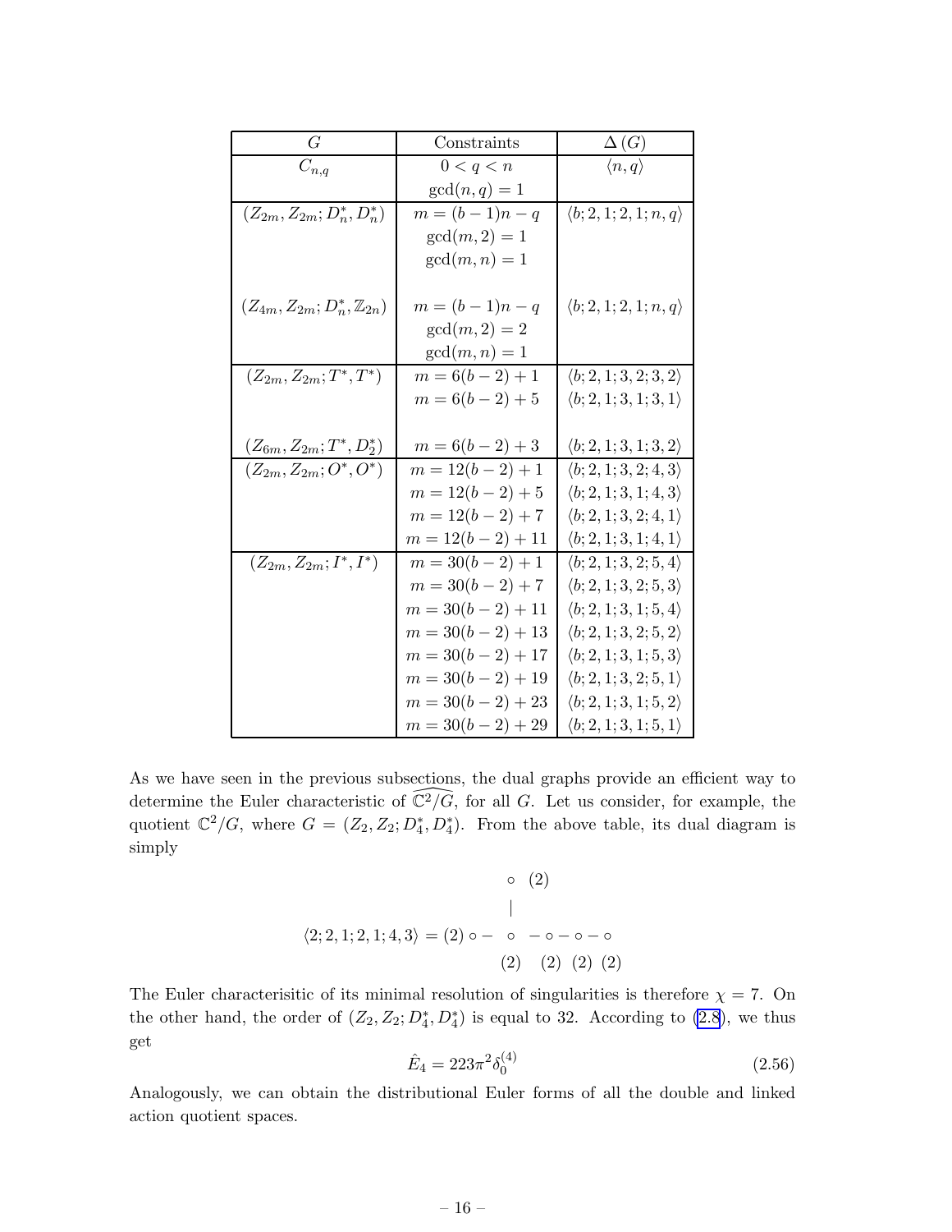| $G$ | Constraints | $\Delta(G)$ |
|---|---|---|
| $C_{n,q}$ | $0 < q < n$ | $\langle n, q \rangle$ |
| | $\gcd(n,q) = 1$ | |
| $(Z_{2m}, Z_{2m}; D_n^*, D_n^*)$ | $m = (b-1)n - q$ | $\langle b; 2, 1; 2, 1; n, q \rangle$ |
| | $\gcd(m, 2) = 1$ | |
| | $\gcd(m, n) = 1$ | |
| $(Z_{4m}, Z_{2m}; D_n^*, \mathbb{Z}_{2n})$ | $m = (b-1)n - q$ | $\langle b; 2, 1; 2, 1; n, q \rangle$ |
| | $\gcd(m, 2) = 2$ | |
| | $\gcd(m, n) = 1$ | |
| $(Z_{2m}, Z_{2m}; T^*, T^*)$ | $m = 6(b-2) + 1$ | $\langle b; 2, 1; 3, 2; 3, 2 \rangle$ |
| | $m = 6(b-2) + 5$ | $\langle b; 2, 1; 3, 1; 3, 1 \rangle$ |
| $(Z_{6m}, Z_{2m}; T^*, D_2^*)$ | $m = 6(b-2) + 3$ | $\langle b; 2, 1; 3, 1; 3, 2 \rangle$ |
| $(Z_{2m}, Z_{2m}; O^*, O^*)$ | $m = 12(b-2) + 1$ | $\langle b; 2, 1; 3, 2; 4, 3 \rangle$ |
| | $m = 12(b-2) + 5$ | $\langle b; 2, 1; 3, 1; 4, 3 \rangle$ |
| | $m = 12(b-2) + 7$ | $\langle b; 2, 1; 3, 2; 4, 1 \rangle$ |
| | $m = 12(b-2) + 11$ | $\langle b; 2, 1; 3, 1; 4, 1 \rangle$ |
| $(Z_{2m}, Z_{2m}; I^*, I^*)$ | $m = 30(b-2) + 1$ | $\langle b; 2, 1; 3, 2; 5, 4 \rangle$ |
| | $m = 30(b-2) + 7$ | $\langle b; 2, 1; 3, 2; 5, 3 \rangle$ |
| | $m = 30(b-2) + 11$ | $\langle b; 2, 1; 3, 1; 5, 4 \rangle$ |
| | $m = 30(b-2) + 13$ | $\langle b; 2, 1; 3, 2; 5, 2 \rangle$ |
| | $m = 30(b-2) + 17$ | $\langle b; 2, 1; 3, 1; 5, 3 \rangle$ |
| | $m = 30(b-2) + 19$ | $\langle b; 2, 1; 3, 2; 5, 1 \rangle$ |
| | $m = 30(b-2) + 23$ | $\langle b; 2, 1; 3, 1; 5, 2 \rangle$ |
| | $m = 30(b-2) + 29$ | $\langle b; 2, 1; 3, 1; 5, 1 \rangle$ |

As we have seen in the previous subsections, the dual graphs provide an efficient way to determine the Euler characteristic of $\widehat{\mathbb{C}^2/G}$, for all $G$. Let us consider, for example, the quotient $\mathbb{C}^2/G$, where $G = (Z_2, Z_2; D_4^*, D_4^*)$. From the above table, its dual diagram is simply

```
                                  ○ (2)
                                  |
⟨2; 2, 1; 2, 1; 4, 3⟩ = (2) ○ −  ○  − ○ − ○ − ○
                                 (2)  (2) (2) (2)
```

The Euler characterisitic of its minimal resolution of singularities is therefore $\chi = 7$. On the other hand, the order of $(Z_2, Z_2; D_4^*, D_4^*)$ is equal to 32. According to (2.8), we thus get

$$\hat{E}_4 = 223\pi^2 \delta_0^{(4)} \tag{2.56}$$

Analogously, we can obtain the distributional Euler forms of all the double and linked action quotient spaces.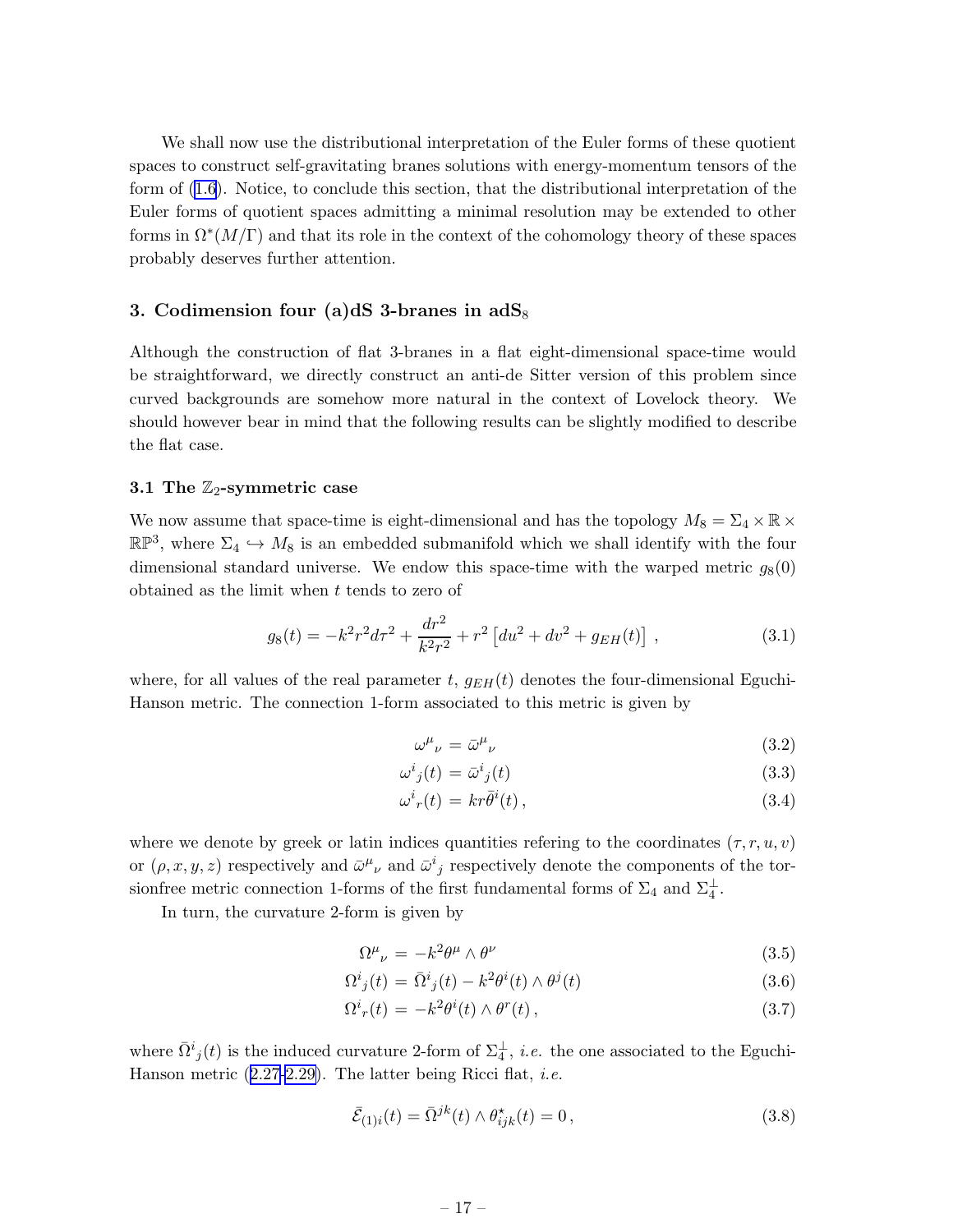We shall now use the distributional interpretation of the Euler forms of these quotient spaces to construct self-gravitating branes solutions with energy-momentum tensors of the form of (1.6). Notice, to conclude this section, that the distributional interpretation of the Euler forms of quotient spaces admitting a minimal resolution may be extended to other forms in $\Omega^*(M/\Gamma)$ and that its role in the context of the cohomology theory of these spaces probably deserves further attention.

## 3. Codimension four (a)dS 3-branes in adS$_8$

Although the construction of flat 3-branes in a flat eight-dimensional space-time would be straightforward, we directly construct an anti-de Sitter version of this problem since curved backgrounds are somehow more natural in the context of Lovelock theory. We should however bear in mind that the following results can be slightly modified to describe the flat case.

### 3.1 The $\mathbb{Z}_2$-symmetric case

We now assume that space-time is eight-dimensional and has the topology $M_8 = \Sigma_4 \times \mathbb{R} \times \mathbb{RP}^3$, where $\Sigma_4 \hookrightarrow M_8$ is an embedded submanifold which we shall identify with the four dimensional standard universe. We endow this space-time with the warped metric $g_8(0)$ obtained as the limit when $t$ tends to zero of

$$g_8(t) = -k^2 r^2 d\tau^2 + \frac{dr^2}{k^2 r^2} + r^2 \left[du^2 + dv^2 + g_{EH}(t)\right] , \tag{3.1}$$

where, for all values of the real parameter $t$, $g_{EH}(t)$ denotes the four-dimensional Eguchi-Hanson metric. The connection 1-form associated to this metric is given by

$$\omega^\mu{}_\nu = \bar{\omega}^\mu{}_\nu \tag{3.2}$$

$$\omega^i{}_j(t) = \bar{\omega}^i{}_j(t) \tag{3.3}$$

$$\omega^i{}_r(t) = kr\bar{\theta}^i(t) , \tag{3.4}$$

where we denote by greek or latin indices quantities refering to the coordinates $(\tau, r, u, v)$ or $(\rho, x, y, z)$ respectively and $\bar{\omega}^\mu{}_\nu$ and $\bar{\omega}^i{}_j$ respectively denote the components of the torsionfree metric connection 1-forms of the first fundamental forms of $\Sigma_4$ and $\Sigma_4^\perp$.

In turn, the curvature 2-form is given by

$$\Omega^\mu{}_\nu = -k^2 \theta^\mu \wedge \theta^\nu \tag{3.5}$$

$$\Omega^i{}_j(t) = \bar{\Omega}^i{}_j(t) - k^2 \theta^i(t) \wedge \theta^j(t) \tag{3.6}$$

$$\Omega^i{}_r(t) = -k^2 \theta^i(t) \wedge \theta^r(t) , \tag{3.7}$$

where $\bar{\Omega}^i{}_j(t)$ is the induced curvature 2-form of $\Sigma_4^\perp$, *i.e.* the one associated to the Eguchi-Hanson metric (2.27-2.29). The latter being Ricci flat, *i.e.*

$$\bar{\mathcal{E}}_{(1)i}(t) = \bar{\Omega}^{jk}(t) \wedge \theta^\star_{ijk}(t) = 0 , \tag{3.8}$$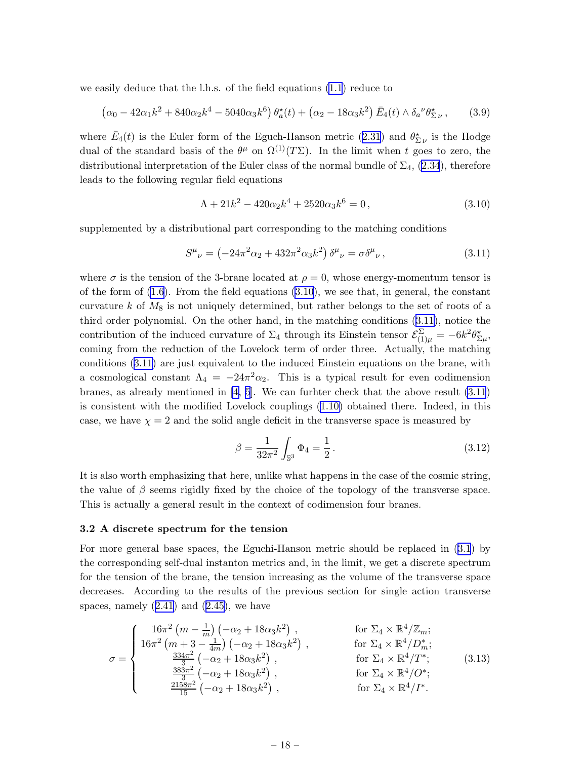we easily deduce that the l.h.s. of the field equations (1.1) reduce to

$$\left(\alpha_0 - 42\alpha_1 k^2 + 840\alpha_2 k^4 - 5040\alpha_3 k^6\right)\theta^\star_a(t) + \left(\alpha_2 - 18\alpha_3 k^2\right)\bar{E}_4(t) \wedge \delta_a{}^\nu \theta^\star_{\Sigma\,\nu}\,, \tag{3.9}$$

where $\bar{E}_4(t)$ is the Euler form of the Eguch-Hanson metric (2.31) and $\theta^\star_{\Sigma\,\nu}$ is the Hodge dual of the standard basis of the $\theta^\mu$ on $\Omega^{(1)}(T\Sigma)$. In the limit when $t$ goes to zero, the distributional interpretation of the Euler class of the normal bundle of $\Sigma_4$, (2.34), therefore leads to the following regular field equations

$$\Lambda + 21k^2 - 420\alpha_2 k^4 + 2520\alpha_3 k^6 = 0\,, \tag{3.10}$$

supplemented by a distributional part corresponding to the matching conditions

$$S^\mu{}_\nu = \left(-24\pi^2\alpha_2 + 432\pi^2\alpha_3 k^2\right)\delta^\mu{}_\nu = \sigma\delta^\mu{}_\nu\,, \tag{3.11}$$

where $\sigma$ is the tension of the 3-brane located at $\rho = 0$, whose energy-momentum tensor is of the form of (1.6). From the field equations (3.10), we see that, in general, the constant curvature $k$ of $M_8$ is not uniquely determined, but rather belongs to the set of roots of a third order polynomial. On the other hand, in the matching conditions (3.11), notice the contribution of the induced curvature of $\Sigma_4$ through its Einstein tensor $\mathcal{E}^\Sigma_{(1)\mu} = -6k^2\theta^\star_{\Sigma\mu}$, coming from the reduction of the Lovelock term of order three. Actually, the matching conditions (3.11) are just equivalent to the induced Einstein equations on the brane, with a cosmological constant $\Lambda_4 = -24\pi^2\alpha_2$. This is a typical result for even codimension branes, as already mentioned in [4, 5]. We can furhter check that the above result (3.11) is consistent with the modified Lovelock couplings (1.10) obtained there. Indeed, in this case, we have $\chi = 2$ and the solid angle deficit in the transverse space is measured by

$$\beta = \frac{1}{32\pi^2}\int_{\mathbb{S}^3}\Phi_4 = \frac{1}{2}\,. \tag{3.12}$$

It is also worth emphasizing that here, unlike what happens in the case of the cosmic string, the value of $\beta$ seems rigidly fixed by the choice of the topology of the transverse space. This is actually a general result in the context of codimension four branes.

### 3.2 A discrete spectrum for the tension

For more general base spaces, the Eguchi-Hanson metric should be replaced in (3.1) by the corresponding self-dual instanton metrics and, in the limit, we get a discrete spectrum for the tension of the brane, the tension increasing as the volume of the transverse space decreases. According to the results of the previous section for single action transverse spaces, namely (2.41) and (2.45), we have

$$\sigma = \begin{cases} 16\pi^2\left(m - \frac{1}{m}\right)\left(-\alpha_2 + 18\alpha_3 k^2\right)\,, & \text{for } \Sigma_4 \times \mathbb{R}^4/\mathbb{Z}_m; \\ 16\pi^2\left(m + 3 - \frac{1}{4m}\right)\left(-\alpha_2 + 18\alpha_3 k^2\right)\,, & \text{for } \Sigma_4 \times \mathbb{R}^4/D^*_m; \\ \frac{334\pi^2}{3}\left(-\alpha_2 + 18\alpha_3 k^2\right)\,, & \text{for } \Sigma_4 \times \mathbb{R}^4/T^*; \\ \frac{383\pi^2}{3}\left(-\alpha_2 + 18\alpha_3 k^2\right)\,, & \text{for } \Sigma_4 \times \mathbb{R}^4/O^*; \\ \frac{2158\pi^2}{15}\left(-\alpha_2 + 18\alpha_3 k^2\right)\,, & \text{for } \Sigma_4 \times \mathbb{R}^4/I^*. \end{cases} \tag{3.13}$$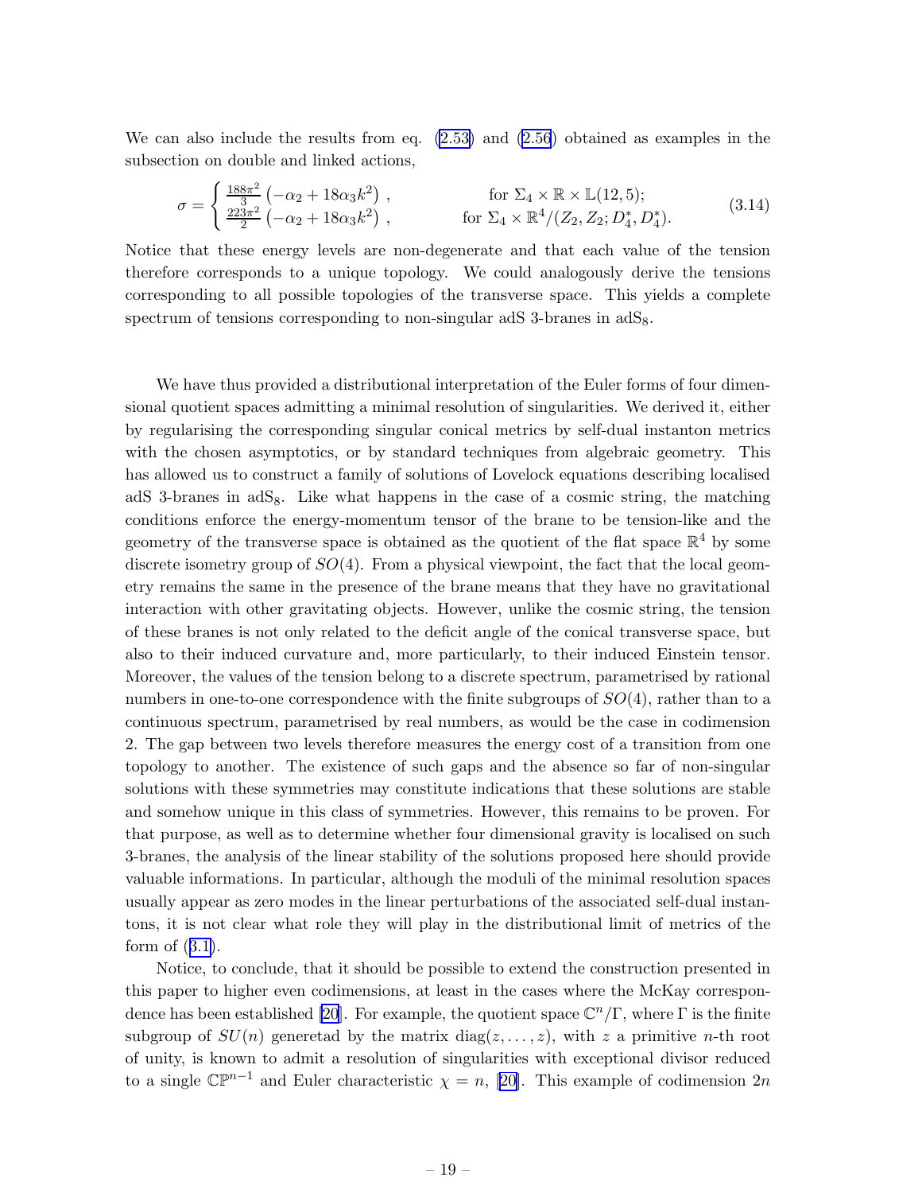We can also include the results from eq. (2.53) and (2.56) obtained as examples in the subsection on double and linked actions,

$$\sigma = \begin{cases} \frac{188\pi^2}{3}\left(-\alpha_2 + 18\alpha_3 k^2\right), & \text{for } \Sigma_4 \times \mathbb{R} \times \mathbb{L}(12,5); \\ \frac{223\pi^2}{2}\left(-\alpha_2 + 18\alpha_3 k^2\right), & \text{for } \Sigma_4 \times \mathbb{R}^4/(Z_2, Z_2; D_4^*, D_4^*). \end{cases} \tag{3.14}$$

Notice that these energy levels are non-degenerate and that each value of the tension therefore corresponds to a unique topology. We could analogously derive the tensions corresponding to all possible topologies of the transverse space. This yields a complete spectrum of tensions corresponding to non-singular adS 3-branes in adS$_8$.

We have thus provided a distributional interpretation of the Euler forms of four dimensional quotient spaces admitting a minimal resolution of singularities. We derived it, either by regularising the corresponding singular conical metrics by self-dual instanton metrics with the chosen asymptotics, or by standard techniques from algebraic geometry. This has allowed us to construct a family of solutions of Lovelock equations describing localised adS 3-branes in adS$_8$. Like what happens in the case of a cosmic string, the matching conditions enforce the energy-momentum tensor of the brane to be tension-like and the geometry of the transverse space is obtained as the quotient of the flat space $\mathbb{R}^4$ by some discrete isometry group of $SO(4)$. From a physical viewpoint, the fact that the local geometry remains the same in the presence of the brane means that they have no gravitational interaction with other gravitating objects. However, unlike the cosmic string, the tension of these branes is not only related to the deficit angle of the conical transverse space, but also to their induced curvature and, more particularly, to their induced Einstein tensor. Moreover, the values of the tension belong to a discrete spectrum, parametrised by rational numbers in one-to-one correspondence with the finite subgroups of $SO(4)$, rather than to a continuous spectrum, parametrised by real numbers, as would be the case in codimension 2. The gap between two levels therefore measures the energy cost of a transition from one topology to another. The existence of such gaps and the absence so far of non-singular solutions with these symmetries may constitute indications that these solutions are stable and somehow unique in this class of symmetries. However, this remains to be proven. For that purpose, as well as to determine whether four dimensional gravity is localised on such 3-branes, the analysis of the linear stability of the solutions proposed here should provide valuable informations. In particular, although the moduli of the minimal resolution spaces usually appear as zero modes in the linear perturbations of the associated self-dual instantons, it is not clear what role they will play in the distributional limit of metrics of the form of (3.1).

Notice, to conclude, that it should be possible to extend the construction presented in this paper to higher even codimensions, at least in the cases where the McKay correspondence has been established [20]. For example, the quotient space $\mathbb{C}^n/\Gamma$, where $\Gamma$ is the finite subgroup of $SU(n)$ generetad by the matrix $\text{diag}(z, \ldots, z)$, with $z$ a primitive $n$-th root of unity, is known to admit a resolution of singularities with exceptional divisor reduced to a single $\mathbb{CP}^{n-1}$ and Euler characteristic $\chi = n$, [20]. This example of codimension $2n$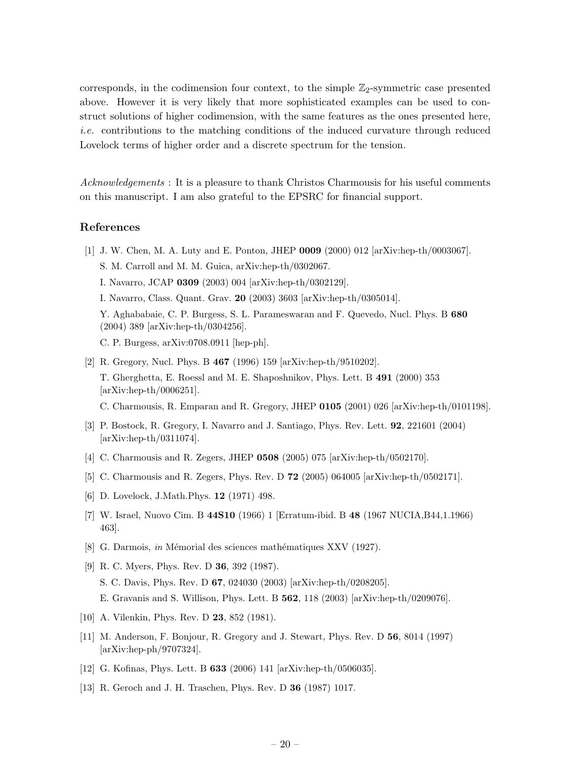corresponds, in the codimension four context, to the simple $\mathbb{Z}_2$-symmetric case presented above. However it is very likely that more sophisticated examples can be used to construct solutions of higher codimension, with the same features as the ones presented here, *i.e.* contributions to the matching conditions of the induced curvature through reduced Lovelock terms of higher order and a discrete spectrum for the tension.

*Acknowledgements* : It is a pleasure to thank Christos Charmousis for his useful comments on this manuscript. I am also grateful to the EPSRC for financial support.

## References

[1] J. W. Chen, M. A. Luty and E. Ponton, JHEP **0009** (2000) 012 [arXiv:hep-th/0003067].
S. M. Carroll and M. M. Guica, arXiv:hep-th/0302067.
I. Navarro, JCAP **0309** (2003) 004 [arXiv:hep-th/0302129].
I. Navarro, Class. Quant. Grav. **20** (2003) 3603 [arXiv:hep-th/0305014].
Y. Aghababaie, C. P. Burgess, S. L. Parameswaran and F. Quevedo, Nucl. Phys. B **680** (2004) 389 [arXiv:hep-th/0304256].
C. P. Burgess, arXiv:0708.0911 [hep-ph].

[2] R. Gregory, Nucl. Phys. B **467** (1996) 159 [arXiv:hep-th/9510202].
T. Gherghetta, E. Roessl and M. E. Shaposhnikov, Phys. Lett. B **491** (2000) 353 [arXiv:hep-th/0006251].
C. Charmousis, R. Emparan and R. Gregory, JHEP **0105** (2001) 026 [arXiv:hep-th/0101198].

[3] P. Bostock, R. Gregory, I. Navarro and J. Santiago, Phys. Rev. Lett. **92**, 221601 (2004) [arXiv:hep-th/0311074].

[4] C. Charmousis and R. Zegers, JHEP **0508** (2005) 075 [arXiv:hep-th/0502170].

[5] C. Charmousis and R. Zegers, Phys. Rev. D **72** (2005) 064005 [arXiv:hep-th/0502171].

[6] D. Lovelock, J.Math.Phys. **12** (1971) 498.

[7] W. Israel, Nuovo Cim. B **44S10** (1966) 1 [Erratum-ibid. B **48** (1967 NUCIA,B44,1.1966) 463].

[8] G. Darmois, *in* Mémorial des sciences mathématiques XXV (1927).

[9] R. C. Myers, Phys. Rev. D **36**, 392 (1987).
S. C. Davis, Phys. Rev. D **67**, 024030 (2003) [arXiv:hep-th/0208205].
E. Gravanis and S. Willison, Phys. Lett. B **562**, 118 (2003) [arXiv:hep-th/0209076].

[10] A. Vilenkin, Phys. Rev. D **23**, 852 (1981).

[11] M. Anderson, F. Bonjour, R. Gregory and J. Stewart, Phys. Rev. D **56**, 8014 (1997) [arXiv:hep-ph/9707324].

[12] G. Kofinas, Phys. Lett. B **633** (2006) 141 [arXiv:hep-th/0506035].

[13] R. Geroch and J. H. Traschen, Phys. Rev. D **36** (1987) 1017.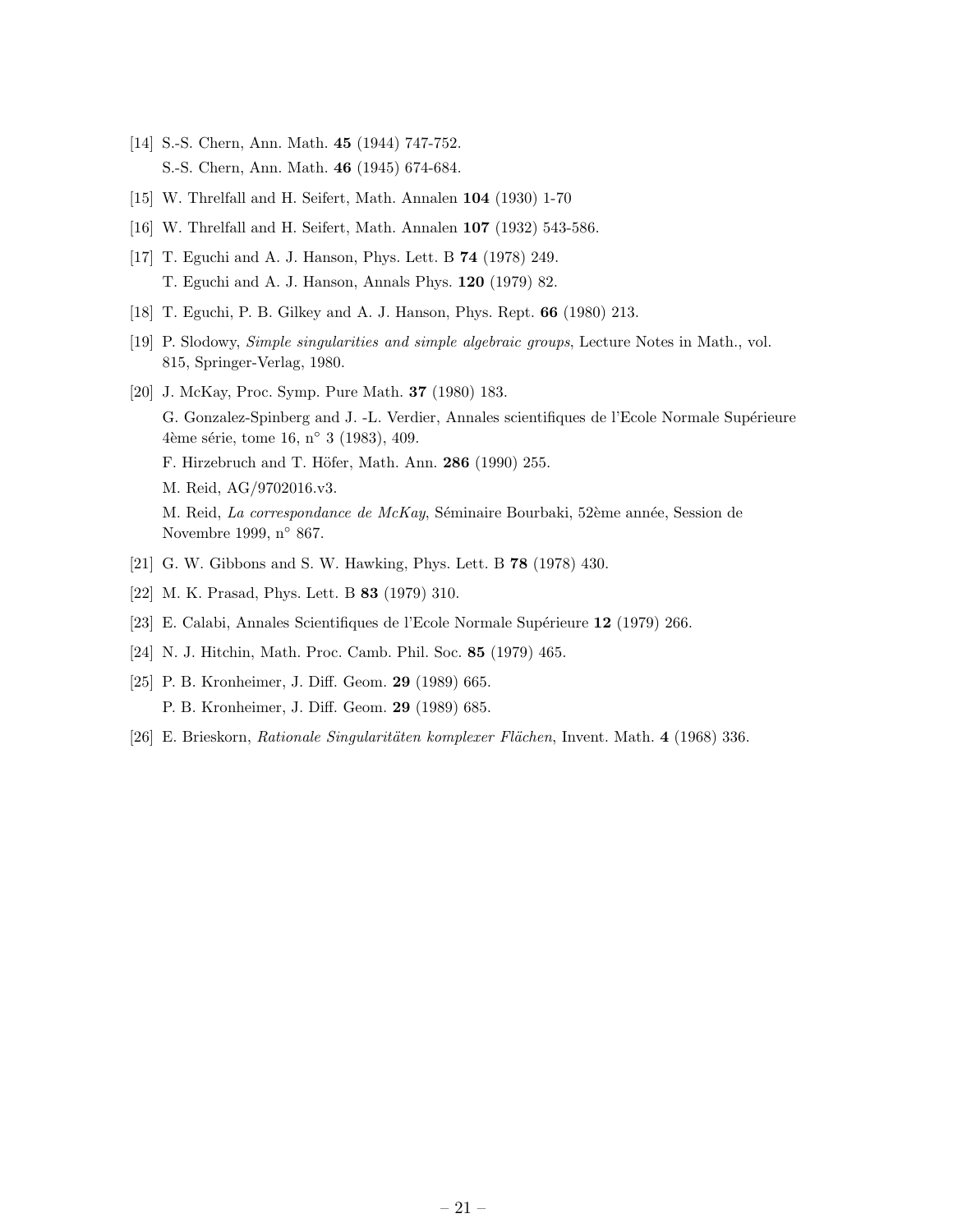[14] S.-S. Chern, Ann. Math. **45** (1944) 747-752.
S.-S. Chern, Ann. Math. **46** (1945) 674-684.

[15] W. Threlfall and H. Seifert, Math. Annalen **104** (1930) 1-70

[16] W. Threlfall and H. Seifert, Math. Annalen **107** (1932) 543-586.

[17] T. Eguchi and A. J. Hanson, Phys. Lett. B **74** (1978) 249.
T. Eguchi and A. J. Hanson, Annals Phys. **120** (1979) 82.

[18] T. Eguchi, P. B. Gilkey and A. J. Hanson, Phys. Rept. **66** (1980) 213.

[19] P. Slodowy, *Simple singularities and simple algebraic groups*, Lecture Notes in Math., vol. 815, Springer-Verlag, 1980.

[20] J. McKay, Proc. Symp. Pure Math. **37** (1980) 183.
G. Gonzalez-Spinberg and J. -L. Verdier, Annales scientifiques de l'Ecole Normale Supérieure 4ème série, tome 16, n° 3 (1983), 409.
F. Hirzebruch and T. Höfer, Math. Ann. **286** (1990) 255.
M. Reid, AG/9702016.v3.
M. Reid, *La correspondance de McKay*, Séminaire Bourbaki, 52ème année, Session de Novembre 1999, n° 867.

[21] G. W. Gibbons and S. W. Hawking, Phys. Lett. B **78** (1978) 430.

[22] M. K. Prasad, Phys. Lett. B **83** (1979) 310.

[23] E. Calabi, Annales Scientifiques de l'Ecole Normale Supérieure **12** (1979) 266.

[24] N. J. Hitchin, Math. Proc. Camb. Phil. Soc. **85** (1979) 465.

[25] P. B. Kronheimer, J. Diff. Geom. **29** (1989) 665.
P. B. Kronheimer, J. Diff. Geom. **29** (1989) 685.

[26] E. Brieskorn, *Rationale Singularitäten komplexer Flächen*, Invent. Math. **4** (1968) 336.